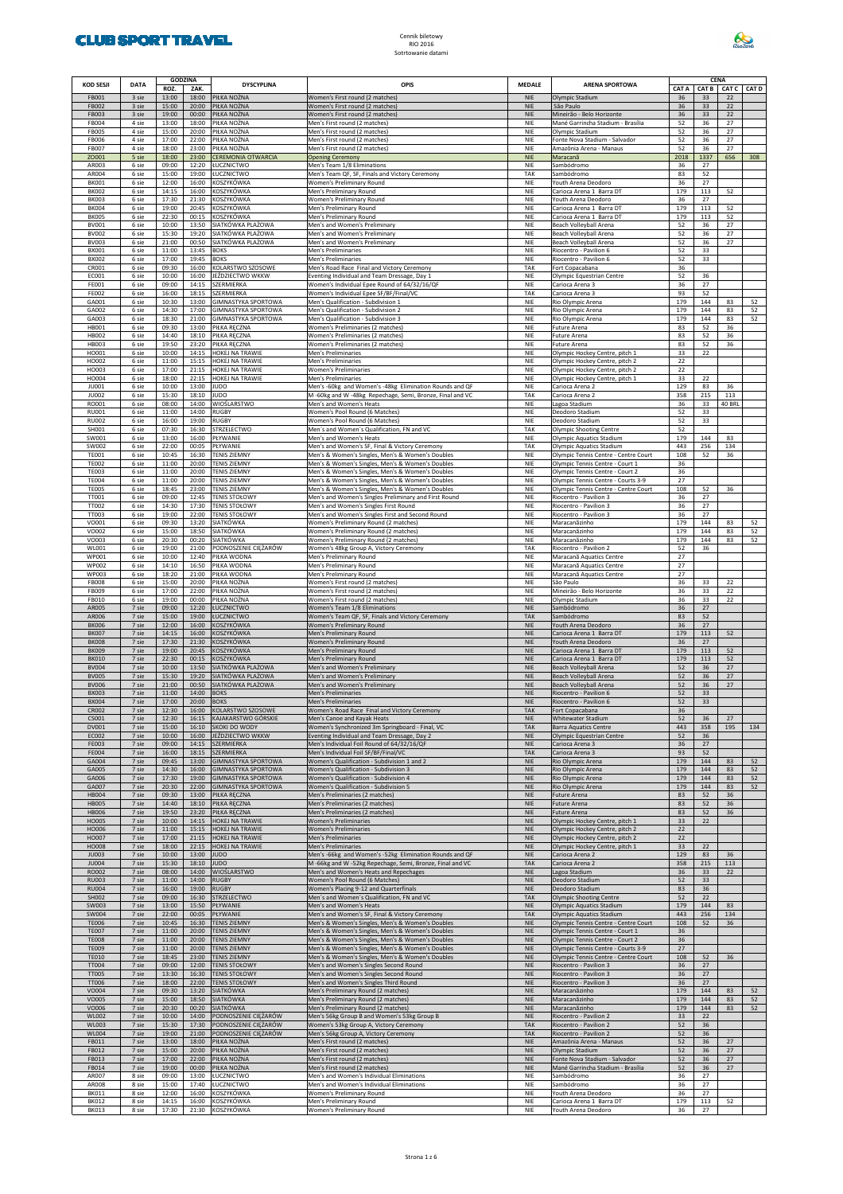# CLUB SPORT TRAVEL

Cennik biletowy
RIO 2016
Sortowanie datami

| KOD SESJI | DATA | GODZINA ROZ. | GODZINA ZAK. | DYSCYPLINA | OPIS | MEDALE | ARENA SPORTOWA | CENA CAT A | CAT B | CAT C | CAT D |
|---|---|---|---|---|---|---|---|---|---|---|---|
| FB001 | 3 sie | 13:00 | 18:00 | PIŁKA NOŻNA | Women's First round (2 matches) | NIE | Olympic Stadium | 36 | 33 | 22 | |
| FB002 | 3 sie | 15:00 | 20:00 | PIŁKA NOŻNA | Women's First round (2 matches) | NIE | São Paulo | 36 | 33 | 22 | |
| FB003 | 3 sie | 19:00 | 00:00 | PIŁKA NOŻNA | Women's First round (2 matches) | NIE | Mineirão - Belo Horizonte | 36 | 33 | 22 | |
| FB004 | 4 sie | 13:00 | 18:00 | PIŁKA NOŻNA | Men's First round (2 matches) | NIE | Mané Garrincha Stadium - Brasília | 52 | 36 | 27 | |
| FB005 | 4 sie | 15:00 | 20:00 | PIŁKA NOŻNA | Men's First round (2 matches) | NIE | Olympic Stadium | 52 | 36 | 27 | |
| FB006 | 4 sie | 17:00 | 22:00 | PIŁKA NOŻNA | Men's First round (2 matches) | NIE | Fonte Nova Stadium - Salvador | 52 | 36 | 27 | |
| FB007 | 4 sie | 18:00 | 23:00 | PIŁKA NOŻNA | Men's First round (2 matches) | NIE | Amazônia Arena - Manaus | 52 | 36 | 27 | |
| ZO001 | 5 sie | 18:00 | 23:00 | CEREMONIA OTWARCIA | Opening Ceremony | NIE | Maracanã | 2018 | 1337 | 656 | 308 |
| AR003 | 6 sie | 09:00 | 12:20 | ŁUCZNICTWO | Men's Team 1/8 Eliminations | NIE | Sambódromo | 36 | 27 | | |
| AR004 | 6 sie | 15:00 | 19:00 | ŁUCZNICTWO | Men's Team QF, SF, Finals and Victory Ceremony | TAK | Sambódromo | 83 | 52 | | |
| BK001 | 6 sie | 12:00 | 16:00 | KOSZYKÓWKA | Women's Preliminary Round | NIE | Youth Arena Deodoro | 36 | 27 | | |
| BK002 | 6 sie | 14:15 | 16:00 | KOSZYKÓWKA | Men's Preliminary Round | NIE | Carioca Arena 1 Barra DT | 179 | 113 | 52 | |
| BK003 | 6 sie | 17:30 | 21:30 | KOSZYKÓWKA | Women's Preliminary Round | NIE | Youth Arena Deodoro | 36 | 27 | | |
| BK004 | 6 sie | 19:00 | 20:45 | KOSZYKÓWKA | Men's Preliminary Round | NIE | Carioca Arena 1 Barra DT | 179 | 113 | 52 | |
| BK005 | 6 sie | 22:30 | 00:15 | KOSZYKÓWKA | Men's Preliminary Round | NIE | Carioca Arena 1 Barra DT | 179 | 113 | 52 | |
| BV001 | 6 sie | 10:00 | 13:50 | SIATKÓWKA PLAŻOWA | Men's and Women's Preliminary | NIE | Beach Volleyball Arena | 52 | 36 | 27 | |
| BV002 | 6 sie | 15:30 | 19:20 | SIATKÓWKA PLAŻOWA | Men's and Women's Preliminary | NIE | Beach Volleyball Arena | 52 | 36 | 27 | |
| BV003 | 6 sie | 21:00 | 00:50 | SIATKÓWKA PLAŻOWA | Men's and Women's Preliminary | NIE | Beach Volleyball Arena | 52 | 36 | 27 | |
| BX001 | 6 sie | 11:00 | 13:45 | BOKS | Men's Preliminaries | NIE | Riocentro - Pavilion 6 | 52 | 33 | | |
| BX002 | 6 sie | 17:00 | 19:45 | BOKS | Men's Preliminaries | NIE | Riocentro - Pavilion 6 | 52 | 33 | | |
| CR001 | 6 sie | 09:30 | 16:00 | KOLARSTWO SZOSOWE | Men's Road Race Final and Victory Ceremony | TAK | Fort Copacabana | 36 | | | |
| EC001 | 6 sie | 10:00 | 16:00 | JEŹDZIECTWO WKKW | Eventing Individual and Team Dressage, Day 1 | NIE | Olympic Equestrian Centre | 52 | 36 | | |
| FE001 | 6 sie | 09:00 | 14:15 | SZERMIERKA | Women's Individual Epee Round of 64/32/16/QF | NIE | Carioca Arena 3 | 36 | 27 | | |
| FE002 | 6 sie | 16:00 | 18:15 | SZERMIERKA | Women's Individual Epee SF/BF/Final/VC | TAK | Carioca Arena 3 | 93 | 52 | | |
| GA001 | 6 sie | 10:30 | 13:00 | GIMNASTYKA SPORTOWA | Men's Qualification - Subdivision 1 | NIE | Rio Olympic Arena | 179 | 144 | 83 | 52 |
| GA002 | 6 sie | 14:30 | 17:00 | GIMNASTYKA SPORTOWA | Men's Qualification - Subdivision 2 | NIE | Rio Olympic Arena | 179 | 144 | 83 | 52 |
| GA003 | 6 sie | 18:30 | 21:00 | GIMNASTYKA SPORTOWA | Men's Qualification - Subdivision 3 | NIE | Rio Olympic Arena | 179 | 144 | 83 | 52 |
| HB001 | 6 sie | 09:30 | 13:00 | PIŁKA RĘCZNA | Women's Preliminaries (2 matches) | NIE | Future Arena | 83 | 52 | 36 | |
| HB002 | 6 sie | 14:40 | 18:10 | PIŁKA RĘCZNA | Women's Preliminaries (2 matches) | NIE | Future Arena | 83 | 52 | 36 | |
| HB003 | 6 sie | 19:50 | 23:20 | PIŁKA RĘCZNA | Women's Preliminaries (2 matches) | NIE | Future Arena | 83 | 52 | 36 | |
| HO001 | 6 sie | 10:00 | 14:15 | HOKEJ NA TRAWIE | Men's Preliminaries | NIE | Olympic Hockey Centre, pitch 1 | 33 | 22 | | |
| HO002 | 6 sie | 11:00 | 15:15 | HOKEJ NA TRAWIE | Men's Preliminaries | NIE | Olympic Hockey Centre, pitch 2 | 22 | | | |
| HO003 | 6 sie | 17:00 | 21:15 | HOKEJ NA TRAWIE | Women's Preliminaries | NIE | Olympic Hockey Centre, pitch 2 | 22 | | | |
| HO004 | 6 sie | 18:00 | 22:15 | HOKEJ NA TRAWIE | Men's Preliminaries | NIE | Olympic Hockey Centre, pitch 1 | 33 | 22 | | |
| JU001 | 6 sie | 10:00 | 13:00 | JUDO | Men's -60kg and Women's -48kg Elimination Rounds and QF | NIE | Carioca Arena 2 | 129 | 83 | 36 | |
| JU002 | 6 sie | 15:30 | 18:10 | JUDO | M -60kg and W -48kg Repechage, Semi, Bronze, Final and VC | TAK | Carioca Arena 2 | 358 | 215 | 113 | |
| RO001 | 6 sie | 08:00 | 14:00 | WIOŚLARSTWO | Men's and Women's Heats | NIE | Lagoa Stadium | 36 | 33 | 40 BRL | |
| RU001 | 6 sie | 11:00 | 14:00 | RUGBY | Women's Pool Round (6 Matches) | NIE | Deodoro Stadium | 52 | 33 | | |
| RU002 | 6 sie | 16:00 | 19:00 | RUGBY | Women's Pool Round (6 Matches) | NIE | Deodoro Stadium | 52 | 33 | | |
| SH001 | 6 sie | 07:30 | 16:30 | STRZELECTWO | Men´s and Women´s Qualification, FN and VC | TAK | Olympic Shooting Centre | 52 | | | |
| SW001 | 6 sie | 13:00 | 16:00 | PŁYWANIE | Men's and Women's Heats | NIE | Olympic Aquatics Stadium | 179 | 144 | 83 | |
| SW002 | 6 sie | 22:00 | 00:05 | PŁYWANIE | Men's and Women's SF, Final & Victory Ceremony | TAK | Olympic Aquatics Stadium | 443 | 256 | 134 | |
| TE001 | 6 sie | 10:45 | 16:30 | TENIS ZIEMNY | Men's & Women's Singles, Men's & Women's Doubles | NIE | Olympic Tennis Centre - Centre Court | 108 | 52 | 36 | |
| TE002 | 6 sie | 11:00 | 20:00 | TENIS ZIEMNY | Men's & Women's Singles, Men's & Women's Doubles | NIE | Olympic Tennis Centre - Court 1 | 36 | | | |
| TE003 | 6 sie | 11:00 | 20:00 | TENIS ZIEMNY | Men's & Women's Singles, Men's & Women's Doubles | NIE | Olympic Tennis Centre - Court 2 | 36 | | | |
| TE004 | 6 sie | 11:00 | 20:00 | TENIS ZIEMNY | Men's & Women's Singles, Men's & Women's Doubles | NIE | Olympic Tennis Centre - Courts 3-9 | 27 | | | |
| TE005 | 6 sie | 18:45 | 23:00 | TENIS ZIEMNY | Men's & Women's Singles, Men's & Women's Doubles | NIE | Olympic Tennis Centre - Centre Court | 108 | 52 | 36 | |
| TT001 | 6 sie | 09:00 | 12:45 | TENIS STOŁOWY | Men's and Women's Singles Preliminary and First Round | NIE | Riocentro - Pavilion 3 | 36 | 27 | | |
| TT002 | 6 sie | 14:30 | 17:30 | TENIS STOŁOWY | Men's and Women's Singles First Round | NIE | Riocentro - Pavilion 3 | 36 | 27 | | |
| TT003 | 6 sie | 19:00 | 22:00 | TENIS STOŁOWY | Men's and Women's Singles First and Second Round | NIE | Riocentro - Pavilion 3 | 36 | 27 | | |
| VO001 | 6 sie | 09:30 | 13:20 | SIATKÓWKA | Women's Preliminary Round (2 matches) | NIE | Maracanãzinho | 179 | 144 | 83 | 52 |
| VO002 | 6 sie | 15:00 | 18:50 | SIATKÓWKA | Women's Preliminary Round (2 matches) | NIE | Maracanãzinho | 179 | 144 | 83 | 52 |
| VO003 | 6 sie | 20:30 | 00:20 | SIATKÓWKA | Women's Preliminary Round (2 matches) | NIE | Maracanãzinho | 179 | 144 | 83 | 52 |
| WL001 | 6 sie | 19:00 | 21:00 | PODNOSZENIE CIĘŻARÓW | Women's 48kg Group A, Victory Ceremony | TAK | Riocentro - Pavilion 2 | 52 | 36 | | |
| WP001 | 6 sie | 10:00 | 12:40 | PIŁKA WODNA | Men's Preliminary Round | NIE | Maracanã Aquatics Centre | 27 | | | |
| WP002 | 6 sie | 14:10 | 16:50 | PIŁKA WODNA | Men's Preliminary Round | NIE | Maracanã Aquatics Centre | 27 | | | |
| WP003 | 6 sie | 18:20 | 21:00 | PIŁKA WODNA | Men's Preliminary Round | NIE | Maracanã Aquatics Centre | 27 | | | |
| FB008 | 6 sie | 15:00 | 20:00 | PIŁKA NOŻNA | Women's First round (2 matches) | NIE | São Paulo | 36 | 33 | 22 | |
| FB009 | 6 sie | 17:00 | 22:00 | PIŁKA NOŻNA | Women's First round (2 matches) | NIE | Mineirão - Belo Horizonte | 36 | 33 | 22 | |
| FB010 | 6 sie | 19:00 | 00:00 | PIŁKA NOŻNA | Women's First round (2 matches) | NIE | Olympic Stadium | 36 | 33 | 22 | |
| AR005 | 7 sie | 09:00 | 12:20 | ŁUCZNICTWO | Women's Team 1/8 Eliminations | NIE | Sambódromo | 36 | 27 | | |
| AR006 | 7 sie | 15:00 | 19:00 | ŁUCZNICTWO | Women's Team QF, SF, Finals and Victory Ceremony | TAK | Sambódromo | 83 | 52 | | |
| BK006 | 7 sie | 12:00 | 16:00 | KOSZYKÓWKA | Women's Preliminary Round | NIE | Youth Arena Deodoro | 36 | 27 | | |
| BK007 | 7 sie | 14:15 | 16:00 | KOSZYKÓWKA | Men's Preliminary Round | NIE | Carioca Arena 1 Barra DT | 179 | 113 | 52 | |
| BK008 | 7 sie | 17:30 | 21:30 | KOSZYKÓWKA | Women's Preliminary Round | NIE | Youth Arena Deodoro | 36 | 27 | | |
| BK009 | 7 sie | 19:00 | 20:45 | KOSZYKÓWKA | Men's Preliminary Round | NIE | Carioca Arena 1 Barra DT | 179 | 113 | 52 | |
| BK010 | 7 sie | 22:30 | 00:15 | KOSZYKÓWKA | Men's Preliminary Round | NIE | Carioca Arena 1 Barra DT | 179 | 113 | 52 | |
| BV004 | 7 sie | 10:00 | 13:50 | SIATKÓWKA PLAŻOWA | Men's and Women's Preliminary | NIE | Beach Volleyball Arena | 52 | 36 | 27 | |
| BV005 | 7 sie | 15:30 | 19:20 | SIATKÓWKA PLAŻOWA | Men's and Women's Preliminary | NIE | Beach Volleyball Arena | 52 | 36 | 27 | |
| BV006 | 7 sie | 21:00 | 00:50 | SIATKÓWKA PLAŻOWA | Men's and Women's Preliminary | NIE | Beach Volleyball Arena | 52 | 36 | 27 | |
| BX003 | 7 sie | 11:00 | 14:00 | BOKS | Men's Preliminaries | NIE | Riocentro - Pavilion 6 | 52 | 33 | | |
| BX004 | 7 sie | 17:00 | 20:00 | BOKS | Men's Preliminaries | NIE | Riocentro - Pavilion 6 | 52 | 33 | | |
| CR002 | 7 sie | 12:30 | 16:00 | KOLARSTWO SZOSOWE | Women's Road Race Final and Victory Ceremony | TAK | Fort Copacabana | 36 | | | |
| CS001 | 7 sie | 12:30 | 16:15 | KAJAKARSTWO GÓRSKIE | Men's Canoe and Kayak Heats | NIE | Whitewater Stadium | 52 | 36 | 27 | |
| DV001 | 7 sie | 15:00 | 16:10 | SKOKI DO WODY | Women's Synchronized 3m Springboard - Final, VC | TAK | Barra Aquatics Centre | 443 | 358 | 195 | 134 |
| EC002 | 7 sie | 10:00 | 16:00 | JEŹDZIECTWO WKKW | Eventing Individual and Team Dressage, Day 2 | NIE | Olympic Equestrian Centre | 52 | 36 | | |
| FE003 | 7 sie | 09:00 | 14:15 | SZERMIERKA | Men's Individual Foil Round of 64/32/16/QF | NIE | Carioca Arena 3 | 36 | 27 | | |
| FE004 | 7 sie | 16:00 | 18:15 | SZERMIERKA | Men's Individual Foil SF/BF/Final/VC | TAK | Carioca Arena 3 | 93 | 52 | | |
| GA004 | 7 sie | 09:45 | 13:00 | GIMNASTYKA SPORTOWA | Women's Qualification - Subdivision 1 and 2 | NIE | Rio Olympic Arena | 179 | 144 | 83 | 52 |
| GA005 | 7 sie | 14:30 | 16:00 | GIMNASTYKA SPORTOWA | Women's Qualification - Subdivision 3 | NIE | Rio Olympic Arena | 179 | 144 | 83 | 52 |
| GA006 | 7 sie | 17:30 | 19:00 | GIMNASTYKA SPORTOWA | Women's Qualification - Subdivision 4 | NIE | Rio Olympic Arena | 179 | 144 | 83 | 52 |
| GA007 | 7 sie | 20:30 | 22:00 | GIMNASTYKA SPORTOWA | Women's Qualification - Subdivision 5 | NIE | Rio Olympic Arena | 179 | 144 | 83 | 52 |
| HB004 | 7 sie | 09:30 | 13:00 | PIŁKA RĘCZNA | Men's Preliminaries (2 matches) | NIE | Future Arena | 83 | 52 | 36 | |
| HB005 | 7 sie | 14:40 | 18:10 | PIŁKA RĘCZNA | Men's Preliminaries (2 matches) | NIE | Future Arena | 83 | 52 | 36 | |
| HB006 | 7 sie | 19:50 | 23:20 | PIŁKA RĘCZNA | Men's Preliminaries (2 matches) | NIE | Future Arena | 83 | 52 | 36 | |
| HO005 | 7 sie | 10:00 | 14:15 | HOKEJ NA TRAWIE | Women's Preliminaries | NIE | Olympic Hockey Centre, pitch 1 | 33 | 22 | | |
| HO006 | 7 sie | 11:00 | 15:15 | HOKEJ NA TRAWIE | Women's Preliminaries | NIE | Olympic Hockey Centre, pitch 2 | 22 | | | |
| HO007 | 7 sie | 17:00 | 21:15 | HOKEJ NA TRAWIE | Men's Preliminaries | NIE | Olympic Hockey Centre, pitch 2 | 22 | | | |
| HO008 | 7 sie | 18:00 | 22:15 | HOKEJ NA TRAWIE | Men's Preliminaries | NIE | Olympic Hockey Centre, pitch 1 | 33 | 22 | | |
| JU003 | 7 sie | 10:00 | 13:00 | JUDO | Men's -66kg and Women's -52kg Elimination Rounds and QF | NIE | Carioca Arena 2 | 129 | 83 | 36 | |
| JU004 | 7 sie | 15:30 | 18:10 | JUDO | M -66kg and W -52kg Repechage, Semi, Bronze, Final and VC | TAK | Carioca Arena 2 | 358 | 215 | 113 | |
| RO002 | 7 sie | 08:00 | 14:00 | WIOŚLARSTWO | Men's and Women's Heats and Repechages | NIE | Lagoa Stadium | 36 | 33 | 22 | |
| RU003 | 7 sie | 11:00 | 14:00 | RUGBY | Women's Pool Round (6 Matches) | NIE | Deodoro Stadium | 52 | 33 | | |
| RU004 | 7 sie | 16:00 | 19:00 | RUGBY | Women's Placing 9-12 and Quarterfinals | NIE | Deodoro Stadium | 83 | 36 | | |
| SH002 | 7 sie | 09:00 | 16:30 | STRZELECTWO | Men´s and Women´s Qualification, FN and VC | TAK | Olympic Shooting Centre | 52 | 22 | | |
| SW003 | 7 sie | 13:00 | 15:50 | PŁYWANIE | Men's and Women's Heats | NIE | Olympic Aquatics Stadium | 179 | 144 | 83 | |
| SW004 | 7 sie | 22:00 | 00:05 | PŁYWANIE | Men's and Women's SF, Final & Victory Ceremony | TAK | Olympic Aquatics Stadium | 443 | 256 | 134 | |
| TE006 | 7 sie | 10:45 | 16:30 | TENIS ZIEMNY | Men's & Women's Singles, Men's & Women's Doubles | NIE | Olympic Tennis Centre - Centre Court | 108 | 52 | 36 | |
| TE007 | 7 sie | 11:00 | 20:00 | TENIS ZIEMNY | Men's & Women's Singles, Men's & Women's Doubles | NIE | Olympic Tennis Centre - Court 1 | 36 | | | |
| TE008 | 7 sie | 11:00 | 20:00 | TENIS ZIEMNY | Men's & Women's Singles, Men's & Women's Doubles | NIE | Olympic Tennis Centre - Court 2 | 36 | | | |
| TE009 | 7 sie | 11:00 | 20:00 | TENIS ZIEMNY | Men's & Women's Singles, Men's & Women's Doubles | NIE | Olympic Tennis Centre - Courts 3-9 | 27 | | | |
| TE010 | 7 sie | 18:45 | 23:00 | TENIS ZIEMNY | Men's & Women's Singles, Men's & Women's Doubles | NIE | Olympic Tennis Centre - Centre Court | 108 | 52 | 36 | |
| TT004 | 7 sie | 09:00 | 12:00 | TENIS STOŁOWY | Men's and Women's Singles Second Round | NIE | Riocentro - Pavilion 3 | 36 | 27 | | |
| TT005 | 7 sie | 13:30 | 16:30 | TENIS STOŁOWY | Men's and Women's Singles Second Round | NIE | Riocentro - Pavilion 3 | 36 | 27 | | |
| TT006 | 7 sie | 18:00 | 22:00 | TENIS STOŁOWY | Men's and Women's Singles Third Round | NIE | Riocentro - Pavilion 3 | 36 | 27 | | |
| VO004 | 7 sie | 09:30 | 13:20 | SIATKÓWKA | Men's Preliminary Round (2 matches) | NIE | Maracanãzinho | 179 | 144 | 83 | 52 |
| VO005 | 7 sie | 15:00 | 18:50 | SIATKÓWKA | Men's Preliminary Round (2 matches) | NIE | Maracanãzinho | 179 | 144 | 83 | 52 |
| VO006 | 7 sie | 20:30 | 00:20 | SIATKÓWKA | Men's Preliminary Round (2 matches) | NIE | Maracanãzinho | 179 | 144 | 83 | 52 |
| WL002 | 7 sie | 10:00 | 14:00 | PODNOSZENIE CIĘŻARÓW | Men's 56kg Group B and Women's 53kg Group B | NIE | Riocentro - Pavilion 2 | 33 | 22 | | |
| WL003 | 7 sie | 15:30 | 17:30 | PODNOSZENIE CIĘŻARÓW | Women's 53kg Group A, Victory Ceremony | TAK | Riocentro - Pavilion 2 | 52 | 36 | | |
| WL004 | 7 sie | 19:00 | 21:00 | PODNOSZENIE CIĘŻARÓW | Men's 56kg Group A, Victory Ceremony | TAK | Riocentro - Pavilion 2 | 52 | 36 | | |
| FB011 | 7 sie | 13:00 | 18:00 | PIŁKA NOŻNA | Men's First round (2 matches) | NIE | Amazônia Arena - Manaus | 52 | 36 | 27 | |
| FB012 | 7 sie | 15:00 | 20:00 | PIŁKA NOŻNA | Men's First round (2 matches) | NIE | Olympic Stadium | 52 | 36 | 27 | |
| FB013 | 7 sie | 17:00 | 22:00 | PIŁKA NOŻNA | Men's First round (2 matches) | NIE | Fonte Nova Stadium - Salvador | 52 | 36 | 27 | |
| FB014 | 7 sie | 19:00 | 00:00 | PIŁKA NOŻNA | Men's First round (2 matches) | NIE | Mané Garrincha Stadium - Brasília | 52 | 36 | 27 | |
| AR007 | 8 sie | 09:00 | 13:00 | ŁUCZNICTWO | Men's and Women's Individual Eliminations | NIE | Sambódromo | 36 | 27 | | |
| AR008 | 8 sie | 15:00 | 17:40 | ŁUCZNICTWO | Men's and Women's Individual Eliminations | NIE | Sambódromo | 36 | 27 | | |
| BK011 | 8 sie | 12:00 | 16:00 | KOSZYKÓWKA | Women's Preliminary Round | NIE | Youth Arena Deodoro | 36 | 27 | | |
| BK012 | 8 sie | 14:15 | 16:00 | KOSZYKÓWKA | Men's Preliminary Round | NIE | Carioca Arena 1 Barra DT | 179 | 113 | 52 | |
| BK013 | 8 sie | 17:30 | 21:30 | KOSZYKÓWKA | Women's Preliminary Round | NIE | Youth Arena Deodoro | 36 | 27 | | |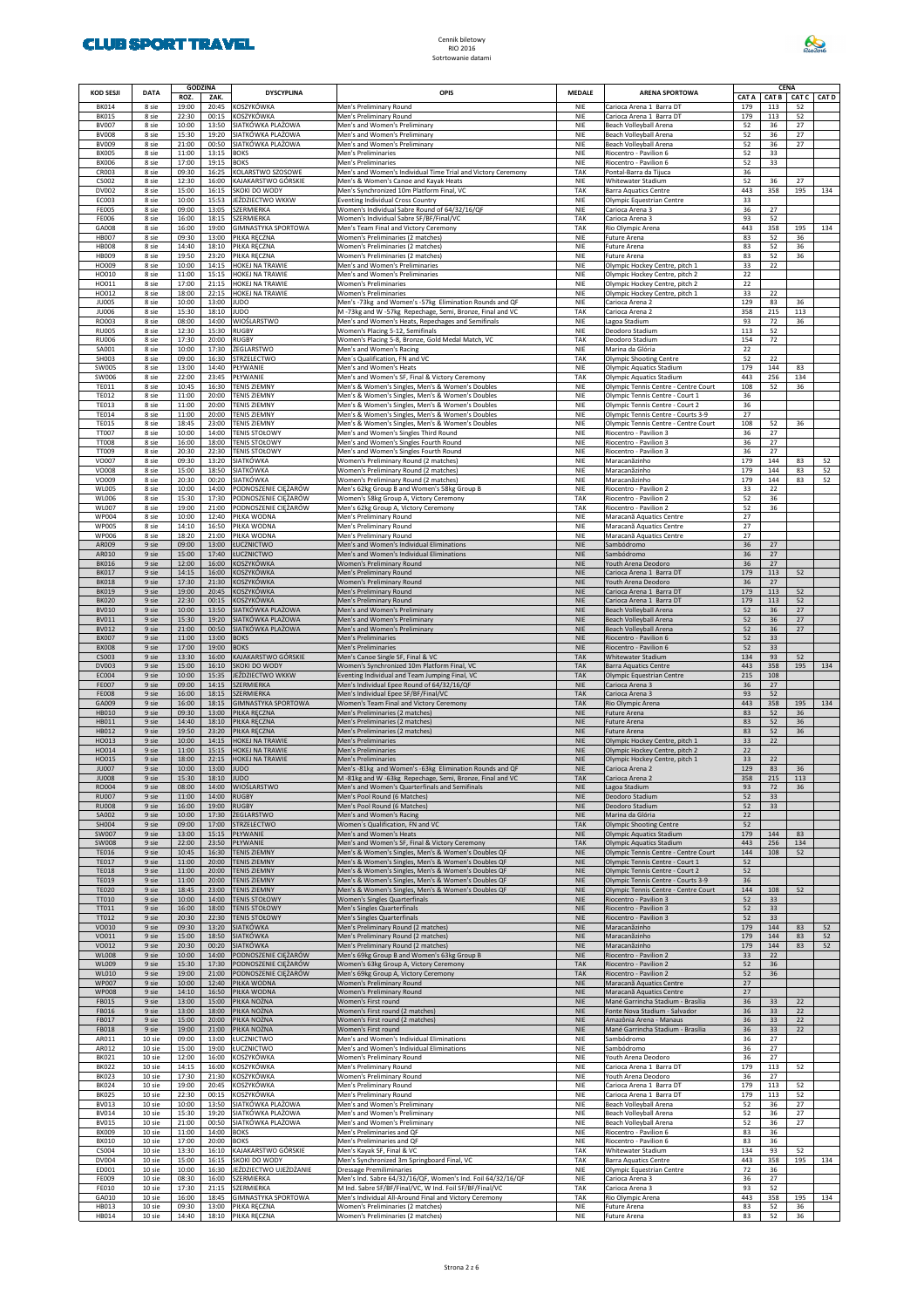# CLUB SPORT TRAVEL

Cennik biletowy
RIO 2016
Sotrtowanie datami

| KOD SESJI | DATA | GODZINA ROZ. | GODZINA ZAK. | DYSCYPLINA | OPIS | MEDALE | ARENA SPORTOWA | CENA CAT A | CENA CAT B | CENA CAT C | CENA CAT D |
|---|---|---|---|---|---|---|---|---|---|---|---|
| BK014 | 8 sie | 19:00 | 20:45 | KOSZYKÓWKA | Men's Preliminary Round | NIE | Carioca Arena 1 Barra DT | 179 | 113 | 52 | |
| BK015 | 8 sie | 22:30 | 00:15 | KOSZYKÓWKA | Men's Preliminary Round | NIE | Carioca Arena 1 Barra DT | 179 | 113 | 52 | |
| BV007 | 8 sie | 10:00 | 13:50 | SIATKÓWKA PLAŻOWA | Men's and Women's Preliminary | NIE | Beach Volleyball Arena | 52 | 36 | 27 | |
| BV008 | 8 sie | 15:30 | 19:20 | SIATKÓWKA PLAŻOWA | Men's and Women's Preliminary | NIE | Beach Volleyball Arena | 52 | 36 | 27 | |
| BV009 | 8 sie | 21:00 | 00:50 | SIATKÓWKA PLAŻOWA | Men's and Women's Preliminary | NIE | Beach Volleyball Arena | 52 | 36 | 27 | |
| BX005 | 8 sie | 11:00 | 13:15 | BOKS | Men's Preliminaries | NIE | Riocentro - Pavilion 6 | 52 | 33 | | |
| BX006 | 8 sie | 17:00 | 19:15 | BOKS | Men's Preliminaries | NIE | Riocentro - Pavilion 6 | 52 | 33 | | |
| CR003 | 8 sie | 09:30 | 16:25 | KOLARSTWO SZOSOWE | Men's and Women's Individual Time Trial and Victory Ceremony | TAK | Pontal-Barra da Tijuca | 36 | | | |
| CS002 | 8 sie | 12:30 | 16:00 | KAJAKARSTWO GÓRSKIE | Men's & Women's Canoe and Kayak Heats | NIE | Whitewater Stadium | 52 | 36 | 27 | |
| DV002 | 8 sie | 15:00 | 16:15 | SKOKI DO WODY | Men's Synchronized 10m Platform Final, VC | TAK | Barra Aquatics Centre | 443 | 358 | 195 | 134 |
| EC003 | 8 sie | 10:00 | 15:53 | JEŹDZIECTWO WKKW | Eventing Individual Cross Country | NIE | Olympic Equestrian Centre | 33 | | | |
| FE005 | 8 sie | 09:00 | 13:05 | SZERMIERKA | Women's Individual Sabre Round of 64/32/16/QF | NIE | Carioca Arena 3 | 36 | 27 | | |
| FE006 | 8 sie | 16:00 | 18:15 | SZERMIERKA | Women's Individual Sabre SF/BF/Final/VC | TAK | Carioca Arena 3 | 93 | 52 | | |
| GA008 | 8 sie | 16:00 | 19:00 | GIMNASTYKA SPORTOWA | Men's Team Final and Victory Ceremony | TAK | Rio Olympic Arena | 443 | 358 | 195 | 134 |
| HB007 | 8 sie | 09:30 | 13:00 | PIŁKA RĘCZNA | Women's Preliminaries (2 matches) | NIE | Future Arena | 83 | 52 | 36 | |
| HB008 | 8 sie | 14:40 | 18:10 | PIŁKA RĘCZNA | Women's Preliminaries (2 matches) | NIE | Future Arena | 83 | 52 | 36 | |
| HB009 | 8 sie | 19:50 | 23:20 | PIŁKA RĘCZNA | Women's Preliminaries (2 matches) | NIE | Future Arena | 83 | 52 | 36 | |
| HO009 | 8 sie | 10:00 | 14:15 | HOKEJ NA TRAWIE | Men's and Women's Preliminaries | NIE | Olympic Hockey Centre, pitch 1 | 33 | 22 | | |
| HO010 | 8 sie | 11:00 | 15:15 | HOKEJ NA TRAWIE | Men's and Women's Preliminaries | NIE | Olympic Hockey Centre, pitch 2 | 22 | | | |
| HO011 | 8 sie | 17:00 | 21:15 | HOKEJ NA TRAWIE | Women's Preliminaries | NIE | Olympic Hockey Centre, pitch 2 | 22 | | | |
| HO012 | 8 sie | 18:00 | 22:15 | HOKEJ NA TRAWIE | Women's Preliminaries | NIE | Olympic Hockey Centre, pitch 1 | 33 | 22 | | |
| JU005 | 8 sie | 10:00 | 13:00 | JUDO | Men's -73kg and Women's -57kg Elimination Rounds and QF | NIE | Carioca Arena 2 | 129 | 83 | 36 | |
| JU006 | 8 sie | 15:30 | 18:10 | JUDO | M -73kg and W -57kg Repechage, Semi, Bronze, Final and VC | TAK | Carioca Arena 2 | 358 | 215 | 113 | |
| RO003 | 8 sie | 08:00 | 14:00 | WIOŚLARSTWO | Men's and Women's Heats, Repechages and Semifinals | NIE | Lagoa Stadium | 93 | 72 | 36 | |
| RU005 | 8 sie | 12:30 | 15:30 | RUGBY | Women's Placing 5-12, Semifinals | NIE | Deodoro Stadium | 113 | 52 | | |
| RU006 | 8 sie | 17:30 | 20:00 | RUGBY | Women's Placing 5-8, Bronze, Gold Medal Match, VC | TAK | Deodoro Stadium | 154 | 72 | | |
| SA001 | 8 sie | 10:00 | 17:30 | ŻEGLARSTWO | Men's and Women's Racing | NIE | Marina da Glória | 22 | | | |
| SH003 | 8 sie | 09:00 | 16:30 | STRZELECTWO | Men's Qualification, FN and VC | TAK | Olympic Shooting Centre | 52 | 22 | | |
| SW005 | 8 sie | 13:00 | 14:40 | PŁYWANIE | Men's and Women's Heats | NIE | Olympic Aquatics Stadium | 179 | 144 | 83 | |
| SW006 | 8 sie | 22:00 | 23:45 | PŁYWANIE | Men's and Women's SF, Final & Victory Ceremony | TAK | Olympic Aquatics Stadium | 443 | 256 | 134 | |
| TE011 | 8 sie | 10:45 | 16:30 | TENIS ZIEMNY | Men's & Women's Singles, Men's & Women's Doubles | NIE | Olympic Tennis Centre - Centre Court | 108 | 52 | 36 | |
| TE012 | 8 sie | 11:00 | 20:00 | TENIS ZIEMNY | Men's & Women's Singles, Men's & Women's Doubles | NIE | Olympic Tennis Centre - Court 1 | 36 | | | |
| TE013 | 8 sie | 11:00 | 20:00 | TENIS ZIEMNY | Men's & Women's Singles, Men's & Women's Doubles | NIE | Olympic Tennis Centre - Court 2 | 36 | | | |
| TE014 | 8 sie | 11:00 | 20:00 | TENIS ZIEMNY | Men's & Women's Singles, Men's & Women's Doubles | NIE | Olympic Tennis Centre - Courts 3-9 | 27 | | | |
| TE015 | 8 sie | 18:45 | 23:00 | TENIS ZIEMNY | Men's & Women's Singles, Men's & Women's Doubles | NIE | Olympic Tennis Centre - Centre Court | 108 | 52 | 36 | |
| TT007 | 8 sie | 10:00 | 14:00 | TENIS STOŁOWY | Men's and Women's Singles Third Round | NIE | Riocentro - Pavilion 3 | 36 | 27 | | |
| TT008 | 8 sie | 16:00 | 18:00 | TENIS STOŁOWY | Men's and Women's Singles Fourth Round | NIE | Riocentro - Pavilion 3 | 36 | 27 | | |
| TT009 | 8 sie | 20:30 | 22:30 | TENIS STOŁOWY | Men's and Women's Singles Fourth Round | NIE | Riocentro - Pavilion 3 | 36 | 27 | | |
| VO007 | 8 sie | 09:30 | 13:20 | SIATKÓWKA | Women's Preliminary Round (2 matches) | NIE | Maracanãzinho | 179 | 144 | 83 | 52 |
| VO008 | 8 sie | 15:00 | 18:50 | SIATKÓWKA | Women's Preliminary Round (2 matches) | NIE | Maracanãzinho | 179 | 144 | 83 | 52 |
| VO009 | 8 sie | 20:30 | 00:20 | SIATKÓWKA | Women's Preliminary Round (2 matches) | NIE | Maracanãzinho | 179 | 144 | 83 | 52 |
| WL005 | 8 sie | 10:00 | 14:00 | PODNOSZENIE CIĘŻARÓW | Men's 62kg Group B and Women's 58kg Group B | NIE | Riocentro - Pavilion 2 | 33 | 22 | | |
| WL006 | 8 sie | 15:30 | 17:30 | PODNOSZENIE CIĘŻARÓW | Women's 58kg Group A, Victory Ceremony | TAK | Riocentro - Pavilion 2 | 52 | 36 | | |
| WL007 | 8 sie | 19:00 | 21:00 | PODNOSZENIE CIĘŻARÓW | Men's 62kg Group A, Victory Ceremony | TAK | Riocentro - Pavilion 2 | 52 | 36 | | |
| WP004 | 8 sie | 10:00 | 12:40 | PIŁKA WODNA | Men's Preliminary Round | NIE | Maracanã Aquatics Centre | 27 | | | |
| WP005 | 8 sie | 14:10 | 16:50 | PIŁKA WODNA | Men's Preliminary Round | NIE | Maracanã Aquatics Centre | 27 | | | |
| WP006 | 8 sie | 18:20 | 21:00 | PIŁKA WODNA | Men's Preliminary Round | NIE | Maracanã Aquatics Centre | 27 | | | |
| AR009 | 9 sie | 09:00 | 13:00 | ŁUCZNICTWO | Men's and Women's Individual Eliminations | NIE | Sambódromo | 36 | 27 | | |
| AR010 | 9 sie | 15:00 | 17:40 | ŁUCZNICTWO | Men's and Women's Individual Eliminations | NIE | Sambódromo | 36 | 27 | | |
| BK016 | 9 sie | 12:00 | 16:00 | KOSZYKÓWKA | Women's Preliminary Round | NIE | Youth Arena Deodoro | 36 | 27 | | |
| BK017 | 9 sie | 14:15 | 16:00 | KOSZYKÓWKA | Men's Preliminary Round | NIE | Carioca Arena 1 Barra DT | 179 | 113 | 52 | |
| BK018 | 9 sie | 17:30 | 21:30 | KOSZYKÓWKA | Women's Preliminary Round | NIE | Youth Arena Deodoro | 36 | 27 | | |
| BK019 | 9 sie | 19:00 | 20:45 | KOSZYKÓWKA | Men's Preliminary Round | NIE | Carioca Arena 1 Barra DT | 179 | 113 | 52 | |
| BK020 | 9 sie | 22:30 | 00:15 | KOSZYKÓWKA | Men's Preliminary Round | NIE | Carioca Arena 1 Barra DT | 179 | 113 | 52 | |
| BV010 | 9 sie | 10:00 | 13:50 | SIATKÓWKA PLAŻOWA | Men's and Women's Preliminary | NIE | Beach Volleyball Arena | 52 | 36 | 27 | |
| BV011 | 9 sie | 15:30 | 19:20 | SIATKÓWKA PLAŻOWA | Men's and Women's Preliminary | NIE | Beach Volleyball Arena | 52 | 36 | 27 | |
| BV012 | 9 sie | 21:00 | 00:50 | SIATKÓWKA PLAŻOWA | Men's and Women's Preliminary | NIE | Beach Volleyball Arena | 52 | 36 | 27 | |
| BX007 | 9 sie | 11:00 | 13:00 | BOKS | Men's Preliminaries | NIE | Riocentro - Pavilion 6 | 52 | 33 | | |
| BX008 | 9 sie | 17:00 | 19:00 | BOKS | Men's Preliminaries | NIE | Riocentro - Pavilion 6 | 52 | 33 | | |
| CS003 | 9 sie | 13:30 | 16:00 | KAJAKARSTWO GÓRSKIE | Men's Canoe Single SF, Final & VC | TAK | Whitewater Stadium | 134 | 93 | 52 | |
| DV003 | 9 sie | 15:00 | 16:10 | SKOKI DO WODY | Women's Synchronized 10m Platform Final, VC | TAK | Barra Aquatics Centre | 443 | 358 | 195 | 134 |
| EC004 | 9 sie | 10:00 | 15:35 | JEŹDZIECTWO WKKW | Eventing Individual and Team Jumping Final, VC | TAK | Olympic Equestrian Centre | 215 | 108 | | |
| FE007 | 9 sie | 09:00 | 14:15 | SZERMIERKA | Men's Individual Epee Round of 64/32/16/QF | NIE | Carioca Arena 3 | 36 | 27 | | |
| FE008 | 9 sie | 16:00 | 18:15 | SZERMIERKA | Men's Individual Epee SF/BF/Final/VC | TAK | Carioca Arena 3 | 93 | 52 | | |
| GA009 | 9 sie | 16:00 | 18:15 | GIMNASTYKA SPORTOWA | Women's Team Final and Victory Ceremony | TAK | Rio Olympic Arena | 443 | 358 | 195 | 134 |
| HB010 | 9 sie | 09:30 | 13:00 | PIŁKA RĘCZNA | Men's Preliminaries (2 matches) | NIE | Future Arena | 83 | 52 | 36 | |
| HB011 | 9 sie | 14:40 | 18:10 | PIŁKA RĘCZNA | Men's Preliminaries (2 matches) | NIE | Future Arena | 83 | 52 | 36 | |
| HB012 | 9 sie | 19:50 | 23:20 | PIŁKA RĘCZNA | Men's Preliminaries (2 matches) | NIE | Future Arena | 83 | 52 | 36 | |
| HO013 | 9 sie | 10:00 | 14:15 | HOKEJ NA TRAWIE | Men's Preliminaries | NIE | Olympic Hockey Centre, pitch 1 | 33 | 22 | | |
| HO014 | 9 sie | 11:00 | 15:15 | HOKEJ NA TRAWIE | Men's Preliminaries | NIE | Olympic Hockey Centre, pitch 2 | 22 | | | |
| HO015 | 9 sie | 18:00 | 22:15 | HOKEJ NA TRAWIE | Men's Preliminaries | NIE | Olympic Hockey Centre, pitch 1 | 33 | 22 | | |
| JU007 | 9 sie | 10:00 | 13:00 | JUDO | Men's -81kg and Women's -63kg Elimination Rounds and QF | NIE | Carioca Arena 2 | 129 | 83 | 36 | |
| JU008 | 9 sie | 15:30 | 18:10 | JUDO | M -81kg and W -63kg Repechage, Semi, Bronze, Final and VC | TAK | Carioca Arena 2 | 358 | 215 | 113 | |
| RO004 | 9 sie | 08:00 | 14:00 | WIOŚLARSTWO | Men's and Women's Quarterfinals and Semifinals | NIE | Lagoa Stadium | 93 | 72 | 36 | |
| RU007 | 9 sie | 11:00 | 14:00 | RUGBY | Men's Pool Round (6 Matches) | NIE | Deodoro Stadium | 52 | 33 | | |
| RU008 | 9 sie | 16:00 | 19:00 | RUGBY | Men's Pool Round (6 Matches) | NIE | Deodoro Stadium | 52 | 33 | | |
| SA002 | 9 sie | 10:00 | 17:30 | ŻEGLARSTWO | Men's and Women's Racing | NIE | Marina da Glória | 22 | | | |
| SH004 | 9 sie | 09:00 | 17:00 | STRZELECTWO | Women's Qualification, FN and VC | TAK | Olympic Shooting Centre | 52 | | | |
| SW007 | 9 sie | 13:00 | 15:15 | PŁYWANIE | Men's and Women's Heats | NIE | Olympic Aquatics Stadium | 179 | 144 | 83 | |
| SW008 | 9 sie | 22:00 | 23:50 | PŁYWANIE | Men's and Women's SF, Final & Victory Ceremony | TAK | Olympic Aquatics Stadium | 443 | 256 | 134 | |
| TE016 | 9 sie | 10:45 | 16:30 | TENIS ZIEMNY | Men's & Women's Singles, Men's & Women's Doubles QF | NIE | Olympic Tennis Centre - Centre Court | 144 | 108 | 52 | |
| TE017 | 9 sie | 11:00 | 20:00 | TENIS ZIEMNY | Men's & Women's Singles, Men's & Women's Doubles QF | NIE | Olympic Tennis Centre - Court 1 | 52 | | | |
| TE018 | 9 sie | 11:00 | 20:00 | TENIS ZIEMNY | Men's & Women's Singles, Men's & Women's Doubles QF | NIE | Olympic Tennis Centre - Court 2 | 52 | | | |
| TE019 | 9 sie | 11:00 | 20:00 | TENIS ZIEMNY | Men's & Women's Singles, Men's & Women's Doubles QF | NIE | Olympic Tennis Centre - Courts 3-9 | 36 | | | |
| TE020 | 9 sie | 18:45 | 23:00 | TENIS ZIEMNY | Men's & Women's Singles, Men's & Women's Doubles QF | NIE | Olympic Tennis Centre - Centre Court | 144 | 108 | 52 | |
| TT010 | 9 sie | 10:00 | 14:00 | TENIS STOŁOWY | Women's Singles Quarterfinals | NIE | Riocentro - Pavilion 3 | 52 | 33 | | |
| TT011 | 9 sie | 16:00 | 18:00 | TENIS STOŁOWY | Men's Singles Quarterfinals | NIE | Riocentro - Pavilion 3 | 52 | 33 | | |
| TT012 | 9 sie | 20:30 | 22:30 | TENIS STOŁOWY | Men's Singles Quarterfinals | NIE | Riocentro - Pavilion 3 | 52 | 33 | | |
| VO010 | 9 sie | 09:30 | 13:20 | SIATKÓWKA | Men's Preliminary Round (2 matches) | NIE | Maracanãzinho | 179 | 144 | 83 | 52 |
| VO011 | 9 sie | 15:00 | 18:50 | SIATKÓWKA | Men's Preliminary Round (2 matches) | NIE | Maracanãzinho | 179 | 144 | 83 | 52 |
| VO012 | 9 sie | 20:30 | 00:20 | SIATKÓWKA | Men's Preliminary Round (2 matches) | NIE | Maracanãzinho | 179 | 144 | 83 | 52 |
| WL008 | 9 sie | 10:00 | 14:00 | PODNOSZENIE CIĘŻARÓW | Men's 69kg Group B and Women's 63kg Group B | NIE | Riocentro - Pavilion 2 | 33 | 22 | | |
| WL009 | 9 sie | 15:30 | 17:30 | PODNOSZENIE CIĘŻARÓW | Women's 63kg Group A, Victory Ceremony | TAK | Riocentro - Pavilion 2 | 52 | 36 | | |
| WL010 | 9 sie | 19:00 | 21:00 | PODNOSZENIE CIĘŻARÓW | Men's 69kg Group A, Victory Ceremony | TAK | Riocentro - Pavilion 2 | 52 | 36 | | |
| WP007 | 9 sie | 10:00 | 12:40 | PIŁKA WODNA | Women's Preliminary Round | NIE | Maracanã Aquatics Centre | 27 | | | |
| WP008 | 9 sie | 14:10 | 16:50 | PIŁKA WODNA | Women's Preliminary Round | NIE | Maracanã Aquatics Centre | 27 | | | |
| FB015 | 9 sie | 13:00 | 15:00 | PIŁKA NOŻNA | Women's First round | NIE | Mané Garrincha Stadium - Brasília | 36 | 33 | 22 | |
| FB016 | 9 sie | 13:00 | 18:00 | PIŁKA NOŻNA | Women's First round (2 matches) | NIE | Fonte Nova Stadium - Salvador | 36 | 33 | 22 | |
| FB017 | 9 sie | 15:00 | 20:00 | PIŁKA NOŻNA | Women's First round (2 matches) | NIE | Amazônia Arena - Manaus | 36 | 33 | 22 | |
| FB018 | 9 sie | 19:00 | 21:00 | PIŁKA NOŻNA | Women's First round | NIE | Mané Garrincha Stadium - Brasília | 36 | 33 | 22 | |
| AR011 | 10 sie | 09:00 | 13:00 | ŁUCZNICTWO | Men's and Women's Individual Eliminations | NIE | Sambódromo | 36 | 27 | | |
| AR012 | 10 sie | 15:00 | 19:00 | ŁUCZNICTWO | Men's and Women's Individual Eliminations | NIE | Sambódromo | 36 | 27 | | |
| BK021 | 10 sie | 12:00 | 16:00 | KOSZYKÓWKA | Women's Preliminary Round | NIE | Youth Arena Deodoro | 36 | 27 | | |
| BK022 | 10 sie | 14:15 | 16:00 | KOSZYKÓWKA | Men's Preliminary Round | NIE | Carioca Arena 1 Barra DT | 179 | 113 | 52 | |
| BK023 | 10 sie | 17:30 | 21:30 | KOSZYKÓWKA | Women's Preliminary Round | NIE | Youth Arena Deodoro | 36 | 27 | | |
| BK024 | 10 sie | 19:00 | 20:45 | KOSZYKÓWKA | Men's Preliminary Round | NIE | Carioca Arena 1 Barra DT | 179 | 113 | 52 | |
| BK025 | 10 sie | 22:30 | 00:15 | KOSZYKÓWKA | Men's Preliminary Round | NIE | Carioca Arena 1 Barra DT | 179 | 113 | 52 | |
| BV013 | 10 sie | 10:00 | 13:50 | SIATKÓWKA PLAŻOWA | Men's and Women's Preliminary | NIE | Beach Volleyball Arena | 52 | 36 | 27 | |
| BV014 | 10 sie | 15:30 | 19:20 | SIATKÓWKA PLAŻOWA | Men's and Women's Preliminary | NIE | Beach Volleyball Arena | 52 | 36 | 27 | |
| BV015 | 10 sie | 21:00 | 00:50 | SIATKÓWKA PLAŻOWA | Men's and Women's Preliminary | NIE | Beach Volleyball Arena | 52 | 36 | 27 | |
| BX009 | 10 sie | 11:00 | 14:00 | BOKS | Men's Preliminaries and QF | NIE | Riocentro - Pavilion 6 | 83 | 36 | | |
| BX010 | 10 sie | 17:00 | 20:00 | BOKS | Men's Preliminaries and QF | NIE | Riocentro - Pavilion 6 | 83 | 36 | | |
| CS004 | 10 sie | 13:30 | 16:10 | KAJAKARSTWO GÓRSKIE | Men's Kayak SF, Final & VC | TAK | Whitewater Stadium | 134 | 93 | 52 | |
| DV004 | 10 sie | 15:00 | 16:15 | SKOKI DO WODY | Men's Synchronized 3m Springboard Final, VC | TAK | Barra Aquatics Centre | 443 | 358 | 195 | 134 |
| ED001 | 10 sie | 10:00 | 16:30 | JEŹDZIECTWO UJEŻDŻANIE | Dressage Premiliminaries | NIE | Olympic Equestrian Centre | 72 | 36 | | |
| FE009 | 10 sie | 08:30 | 16:00 | SZERMIERKA | Men's Ind. Sabre 64/32/16/QF, Women's Ind. Foil 64/32/16/QF | NIE | Carioca Arena 3 | 36 | 27 | | |
| FE010 | 10 sie | 17:30 | 21:15 | SZERMIERKA | M Ind. Sabre SF/BF/Final/VC, W Ind. Foil SF/BF/Final/VC | TAK | Carioca Arena 3 | 93 | 52 | | |
| GA010 | 10 sie | 16:00 | 18:45 | GIMNASTYKA SPORTOWA | Men's Individual All-Around Final and Victory Ceremony | TAK | Rio Olympic Arena | 443 | 358 | 195 | 134 |
| HB013 | 10 sie | 09:30 | 13:00 | PIŁKA RĘCZNA | Women's Preliminaries (2 matches) | NIE | Future Arena | 83 | 52 | 36 | |
| HB014 | 10 sie | 14:40 | 18:10 | PIŁKA RĘCZNA | Women's Preliminaries (2 matches) | NIE | Future Arena | 83 | 52 | 36 | |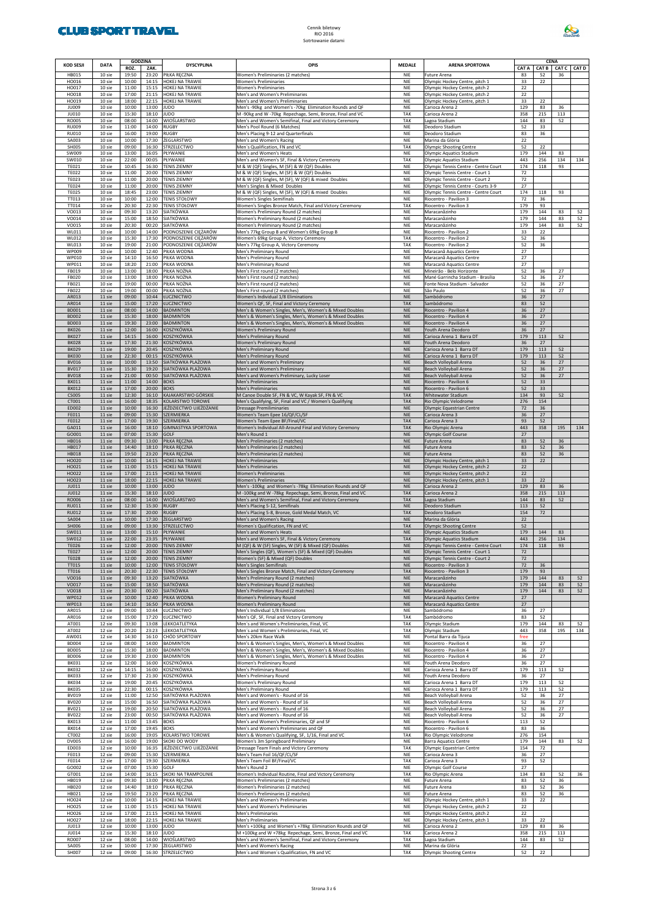Cennik biletowy
RIO 2016
Sotrtowanie datami

| KOD SESJI | DATA | GODZINA | | DYSCYPLINA | OPIS | MEDALE | ARENA SPORTOWA | CENA | | | |
|---|---|---|---|---|---|---|---|---|---|---|---|
| | | ROZ. | ZAK. | | | | | CAT A | CAT B | CAT C | CAT D |
| HB015 | 10 sie | 19:50 | 23:20 | PIŁKA RĘCZNA | Women's Preliminaries (2 matches) | NIE | Future Arena | 83 | 52 | 36 | |
| HO016 | 10 sie | 10:00 | 14:15 | HOKEJ NA TRAWIE | Women's Preliminaries | NIE | Olympic Hockey Centre, pitch 1 | 33 | 22 | | |
| HO017 | 10 sie | 11:00 | 15:15 | HOKEJ NA TRAWIE | Women's Preliminaries | NIE | Olympic Hockey Centre, pitch 2 | 22 | | | |
| HO018 | 10 sie | 17:00 | 21:15 | HOKEJ NA TRAWIE | Men's and Women's Preliminaries | NIE | Olympic Hockey Centre, pitch 2 | 22 | | | |
| HO019 | 10 sie | 18:00 | 22:15 | HOKEJ NA TRAWIE | Men's and Women's Preliminaries | NIE | Olympic Hockey Centre, pitch 1 | 33 | 22 | | |
| JU009 | 10 sie | 10:00 | 13:00 | JUDO | Men's -90kg and Women's -70kg Elimination Rounds and QF | NIE | Carioca Arena 2 | 129 | 83 | 36 | |
| JU010 | 10 sie | 15:30 | 18:10 | JUDO | M -90kg and W -70kg Repechage, Semi, Bronze, Final and VC | TAK | Carioca Arena 2 | 358 | 215 | 113 | |
| RO005 | 10 sie | 08:00 | 14:00 | WIOŚLARSTWO | Men's and Women's Semifinal, Final and Victory Ceremony | TAK | Lagoa Stadium | 144 | 83 | 52 | |
| RU009 | 10 sie | 11:00 | 14:00 | RUGBY | Men's Pool Round (6 Matches) | NIE | Deodoro Stadium | 52 | 33 | | |
| RU010 | 10 sie | 16:00 | 19:00 | RUGBY | Men's Placing 9-12 and Quarterfinals | NIE | Deodoro Stadium | 83 | 36 | | |
| SA003 | 10 sie | 10:00 | 17:30 | ŻEGLARSTWO | Men's and Women's Racing | NIE | Marina da Glória | 22 | | | |
| SH005 | 10 sie | 09:00 | 16:30 | STRZELECTWO | Men´s Qualification, FN and VC | TAK | Olympic Shooting Centre | 52 | 22 | | |
| SW009 | 10 sie | 13:00 | 16:05 | PŁYWANIE | Men's and Women's Heats | NIE | Olympic Aquatics Stadium | 179 | 144 | 83 | |
| SW010 | 10 sie | 22:00 | 00:05 | PŁYWANIE | Men's and Women's SF, Final & Victory Ceremony | TAK | Olympic Aquatics Stadium | 443 | 256 | 134 | 134 |
| TE021 | 10 sie | 10:45 | 16:30 | TENIS ZIEMNY | M & W (QF) Singles, M (SF) & W (QF) Doubles | NIE | Olympic Tennis Centre - Centre Court | 174 | 118 | 93 | |
| TE022 | 10 sie | 11:00 | 20:00 | TENIS ZIEMNY | M & W (QF) Singles, M (SF) & W (QF) Doubles | NIE | Olympic Tennis Centre - Court 1 | 72 | | | |
| TE023 | 10 sie | 11:00 | 20:00 | TENIS ZIEMNY | M & W (QF) Singles, M (SF), W (QF) & mixed Doubles | NIE | Olympic Tennis Centre - Court 2 | 72 | | | |
| TE024 | 10 sie | 11:00 | 20:00 | TENIS ZIEMNY | Men's Singles & Mixed Doubles | NIE | Olympic Tennis Centre - Courts 3-9 | 27 | | | |
| TE025 | 10 sie | 18:45 | 23:00 | TENIS ZIEMNY | M & W (QF) Singles, M (SF), W (QF) & mixed Doubles | NIE | Olympic Tennis Centre - Centre Court | 174 | 118 | 93 | |
| TT013 | 10 sie | 10:00 | 12:00 | TENIS STOŁOWY | Women's Singles Semifinals | NIE | Riocentro - Pavilion 3 | 72 | 36 | | |
| TT014 | 10 sie | 20:30 | 22:30 | TENIS STOŁOWY | Women's Singles Bronze Match, Final and Victory Ceremony | TAK | Riocentro - Pavilion 3 | 179 | 93 | | |
| VO013 | 10 sie | 09:30 | 13:20 | SIATKÓWKA | Women's Preliminary Round (2 matches) | NIE | Maracanãzinho | 179 | 144 | 83 | 52 |
| VO014 | 10 sie | 15:00 | 18:50 | SIATKÓWKA | Women's Preliminary Round (2 matches) | NIE | Maracanãzinho | 179 | 144 | 83 | 52 |
| VO015 | 10 sie | 20:30 | 00:20 | SIATKÓWKA | Women's Preliminary Round (2 matches) | NIE | Maracanãzinho | 179 | 144 | 83 | 52 |
| WL011 | 10 sie | 10:00 | 14:00 | PODNOSZENIE CIĘŻARÓW | Men's 77kg Group B and Women's 69kg Group B | NIE | Riocentro - Pavilion 2 | 33 | 22 | | |
| WL012 | 10 sie | 15:30 | 17:30 | PODNOSZENIE CIĘŻARÓW | Women's 69kg Group A, Victory Ceremony | TAK | Riocentro - Pavilion 2 | 52 | 36 | | |
| WL013 | 10 sie | 19:00 | 21:00 | PODNOSZENIE CIĘŻARÓW | Men's 77kg Group A, Victory Ceremony | TAK | Riocentro - Pavilion 2 | 52 | 36 | | |
| WP009 | 10 sie | 10:00 | 12:40 | PIŁKA WODNA | Men's Preliminary Round | NIE | Maracanã Aquatics Centre | 27 | | | |
| WP010 | 10 sie | 14:10 | 16:50 | PIŁKA WODNA | Men's Preliminary Round | NIE | Maracanã Aquatics Centre | 27 | | | |
| WP011 | 10 sie | 18:20 | 21:00 | PIŁKA WODNA | Men's Preliminary Round | NIE | Maracanã Aquatics Centre | 27 | | | |
| FB019 | 10 sie | 13:00 | 18:00 | PIŁKA NOŻNA | Men's First round (2 matches) | NIE | Mineirão - Belo Horizonte | 52 | 36 | 27 | |
| FB020 | 10 sie | 13:00 | 18:00 | PIŁKA NOŻNA | Men's First round (2 matches) | NIE | Mané Garrincha Stadium - Brasília | 52 | 36 | 27 | |
| FB021 | 10 sie | 19:00 | 00:00 | PIŁKA NOŻNA | Men's First round (2 matches) | NIE | Fonte Nova Stadium - Salvador | 52 | 36 | 27 | |
| FB022 | 10 sie | 19:00 | 00:00 | PIŁKA NOŻNA | Men's First round (2 matches) | NIE | São Paulo | 52 | 36 | 27 | |
| AR013 | 11 sie | 09:00 | 10:44 | ŁUCZNICTWO | Women's Individual 1/8 Eliminations | NIE | Sambódromo | 36 | 27 | | |
| AR014 | 11 sie | 15:00 | 17:20 | ŁUCZNICTWO | Women's QF, SF, Final and Victory Ceremony | TAK | Sambódromo | 83 | 52 | | |
| BD001 | 11 sie | 08:00 | 14:00 | BADMINTON | Men's & Women's Singles, Men's, Women's & Mixed Doubles | NIE | Riocentro - Pavilion 4 | 36 | 27 | | |
| BD002 | 11 sie | 15:30 | 18:00 | BADMINTON | Men's & Women's Singles, Men's, Women's & Mixed Doubles | NIE | Riocentro - Pavilion 4 | 36 | 27 | | |
| BD003 | 11 sie | 19:30 | 23:00 | BADMINTON | Men's & Women's Singles, Men's, Women's & Mixed Doubles | NIE | Riocentro - Pavilion 4 | 36 | 27 | | |
| BK026 | 11 sie | 12:00 | 16:00 | KOSZYKÓWKA | Women's Preliminary Round | NIE | Youth Arena Deodoro | 36 | 27 | | |
| BK027 | 11 sie | 14:15 | 16:00 | KOSZYKÓWKA | Men's Preliminary Round | NIE | Carioca Arena 1 Barra DT | 179 | 113 | 52 | |
| BK028 | 11 sie | 17:30 | 21:30 | KOSZYKÓWKA | Women's Preliminary Round | NIE | Youth Arena Deodoro | 36 | 27 | | |
| BK029 | 11 sie | 19:00 | 20:45 | KOSZYKÓWKA | Men's Preliminary Round | NIE | Carioca Arena 1 Barra DT | 179 | 113 | 52 | |
| BK030 | 11 sie | 22:30 | 00:15 | KOSZYKÓWKA | Men's Preliminary Round | NIE | Carioca Arena 1 Barra DT | 179 | 113 | 52 | |
| BV016 | 11 sie | 10:00 | 13:50 | SIATKÓWKA PLAŻOWA | Men's and Women's Preliminary | NIE | Beach Volleyball Arena | 52 | 36 | 27 | |
| BV017 | 11 sie | 15:30 | 19:20 | SIATKÓWKA PLAŻOWA | Men's and Women's Preliminary | NIE | Beach Volleyball Arena | 52 | 36 | 27 | |
| BV018 | 11 sie | 21:00 | 00:50 | SIATKÓWKA PLAŻOWA | Men's and Women's Preliminary, Lucky Loser | NIE | Beach Volleyball Arena | 52 | 36 | 27 | |
| BX011 | 11 sie | 11:00 | 14:00 | BOKS | Men's Preliminaries | NIE | Riocentro - Pavilion 6 | 52 | 33 | | |
| BX012 | 11 sie | 17:00 | 20:00 | BOKS | Men's Preliminaries | NIE | Riocentro - Pavilion 6 | 52 | 33 | | |
| CS005 | 11 sie | 12:30 | 16:10 | KAJAKARSTWO GÓRSKIE | M Canoe Double SF, FN & VC, W Kayak SF, FN & VC | TAK | Whitewater Stadium | 134 | 93 | 52 | |
| CT001 | 11 sie | 16:00 | 18:35 | KOLARSTWO TOROWE | Men's Qualifying, SF, Final and VC / Women's Qualifying | TAK | Rio Olympic Velodrome | 276 | 154 | | |
| ED002 | 11 sie | 10:00 | 16:30 | JEŹDZIECTWO UJEŻDŻANIE | Dressage Premiliminaries | NIE | Olympic Equestrian Centre | 72 | 36 | | |
| FE011 | 11 sie | 09:00 | 15:30 | SZERMIERKA | Women's Team Epee 16/QF/CL/SF | NIE | Carioca Arena 3 | 36 | 27 | | |
| FE012 | 11 sie | 17:00 | 19:30 | SZERMIERKA | Women's Team Epee BF/Final/VC | TAK | Carioca Arena 3 | 93 | 52 | | |
| GA011 | 11 sie | 16:00 | 18:10 | GIMNASTYKA SPORTOWA | Women's Individual All-Around Final and Victory Ceremony | TAK | Rio Olympic Arena | 443 | 358 | 195 | 134 |
| GO001 | 11 sie | 07:00 | 15:30 | GOLF | Men's Round 1 | NIE | Olympic Golf Course | 27 | | | |
| HB016 | 11 sie | 09:30 | 13:00 | PIŁKA RĘCZNA | Men's Preliminaries (2 matches) | NIE | Future Arena | 83 | 52 | 36 | |
| HB017 | 11 sie | 14:40 | 18:10 | PIŁKA RĘCZNA | Men's Preliminaries (2 matches) | NIE | Future Arena | 83 | 52 | 36 | |
| HB018 | 11 sie | 19:50 | 23:20 | PIŁKA RĘCZNA | Men's Preliminaries (2 matches) | NIE | Future Arena | 83 | 52 | 36 | |
| HO020 | 11 sie | 10:00 | 14:15 | HOKEJ NA TRAWIE | Men's Preliminaries | NIE | Olympic Hockey Centre, pitch 1 | 33 | 22 | | |
| HO021 | 11 sie | 11:00 | 15:15 | HOKEJ NA TRAWIE | Men's Preliminaries | NIE | Olympic Hockey Centre, pitch 2 | 22 | | | |
| HO022 | 11 sie | 17:00 | 21:15 | HOKEJ NA TRAWIE | Women's Preliminaries | NIE | Olympic Hockey Centre, pitch 2 | 22 | | | |
| HO023 | 11 sie | 18:00 | 22:15 | HOKEJ NA TRAWIE | Women's Preliminaries | NIE | Olympic Hockey Centre, pitch 1 | 33 | 22 | | |
| JU011 | 11 sie | 10:00 | 13:00 | JUDO | Men's -100kg and Women's -78kg Elimination Rounds and QF | NIE | Carioca Arena 2 | 129 | 83 | 36 | |
| JU012 | 11 sie | 15:30 | 18:10 | JUDO | M -100kg and W -78kg Repechage, Semi, Bronze, Final and VC | TAK | Carioca Arena 2 | 358 | 215 | 113 | |
| RO006 | 11 sie | 08:00 | 14:00 | WIOŚLARSTWO | Men's and Women's Semifinal, Final and Victory Ceremony | TAK | Lagoa Stadium | 144 | 83 | 52 | |
| RU011 | 11 sie | 12:30 | 15:30 | RUGBY | Men's Placing 5-12, Semifinals | NIE | Deodoro Stadium | 113 | 52 | | |
| RU012 | 11 sie | 17:30 | 20:00 | RUGBY | Men's Placing 5-8, Bronze, Gold Medal Match, VC | TAK | Deodoro Stadium | 154 | 72 | | |
| SA004 | 11 sie | 10:00 | 17:30 | ŻEGLARSTWO | Men's and Women's Racing | NIE | Marina da Glória | 22 | | | |
| SH006 | 11 sie | 09:00 | 13:30 | STRZELECTWO | Women´s Qualification, FN and VC | TAK | Olympic Shooting Centre | 52 | | | |
| SW011 | 11 sie | 13:00 | 15:10 | PŁYWANIE | Men's and Women's Heats | NIE | Olympic Aquatics Stadium | 179 | 144 | 83 | |
| SW012 | 11 sie | 22:00 | 23:35 | PŁYWANIE | Men's and Women's SF, Final & Victory Ceremony | TAK | Olympic Aquatics Stadium | 443 | 256 | 134 | |
| TE026 | 11 sie | 12:00 | 20:00 | TENIS ZIEMNY | M (QF) & W (SF) Singles, W (SF) & Mixed (QF) Doubles | NIE | Olympic Tennis Centre - Centre Court | 174 | 118 | 93 | |
| TE027 | 11 sie | 12:00 | 20:00 | TENIS ZIEMNY | Men's Singles (QF), Women's (SF) & Mixed (QF) Doubles | NIE | Olympic Tennis Centre - Court 1 | 72 | | | |
| TE028 | 11 sie | 12:00 | 20:00 | TENIS ZIEMNY | Women's (SF) & Mixed (QF) Doubles | NIE | Olympic Tennis Centre - Court 2 | 72 | | | |
| TT015 | 11 sie | 10:00 | 12:00 | TENIS STOŁOWY | Men's Singles Semifinals | NIE | Riocentro - Pavilion 3 | 72 | 36 | | |
| TT016 | 11 sie | 20:30 | 22:30 | TENIS STOŁOWY | Men's Singles Bronze Match, Final and Victory Ceremony | TAK | Riocentro - Pavilion 3 | 179 | 93 | | |
| VO016 | 11 sie | 09:30 | 13:20 | SIATKÓWKA | Men's Preliminary Round (2 matches) | NIE | Maracanãzinho | 179 | 144 | 83 | 52 |
| VO017 | 11 sie | 15:00 | 18:50 | SIATKÓWKA | Men's Preliminary Round (2 matches) | NIE | Maracanãzinho | 179 | 144 | 83 | 52 |
| VO018 | 11 sie | 20:30 | 00:20 | SIATKÓWKA | Men's Preliminary Round (2 matches) | NIE | Maracanãzinho | 179 | 144 | 83 | 52 |
| WP012 | 11 sie | 10:00 | 12:40 | PIŁKA WODNA | Women's Preliminary Round | NIE | Maracanã Aquatics Centre | 27 | | | |
| WP013 | 11 sie | 14:10 | 16:50 | PIŁKA WODNA | Women's Preliminary Round | NIE | Maracanã Aquatics Centre | 27 | | | |
| AR015 | 12 sie | 09:00 | 10:44 | ŁUCZNICTWO | Men's Individual 1/8 Eliminations | NIE | Sambódromo | 36 | 27 | | |
| AR016 | 12 sie | 15:00 | 17:20 | ŁUCZNICTWO | Men's QF, SF, Final and Victory Ceremony | TAK | Sambódromo | 83 | 52 | | |
| AT001 | 12 sie | 09:30 | 13:08 | LEKKOATLETYKA | Men´s and Women´s Preliminaries, Final, VC | TAK | Olympic Stadium | 179 | 144 | 83 | 52 |
| AT002 | 12 sie | 20:20 | 23:23 | LEKKOATLETYKA | Men´s and Women´s Preliminaries, Final, VC | TAK | Olympic Stadium | 443 | 358 | 195 | 134 |
| AW001 | 12 sie | 14:30 | 16:10 | CHÓD SPORTOWY | Men's 20km Race Walk | NIE | Pontal Barra da Tijuca | free | | | |
| BD004 | 12 sie | 08:00 | 14:00 | BADMINTON | Men's & Women's Singles, Men's, Women's & Mixed Doubles | NIE | Riocentro - Pavilion 4 | 36 | 27 | | |
| BD005 | 12 sie | 15:30 | 18:00 | BADMINTON | Men's & Women's Singles, Men's, Women's & Mixed Doubles | NIE | Riocentro - Pavilion 4 | 36 | 27 | | |
| BD006 | 12 sie | 19:30 | 23:00 | BADMINTON | Men's & Women's Singles, Men's, Women's & Mixed Doubles | NIE | Riocentro - Pavilion 4 | 36 | 27 | | |
| BK031 | 12 sie | 12:00 | 16:00 | KOSZYKÓWKA | Women's Preliminary Round | NIE | Youth Arena Deodoro | 36 | 27 | | |
| BK032 | 12 sie | 14:15 | 16:00 | KOSZYKÓWKA | Men's Preliminary Round | NIE | Carioca Arena 1 Barra DT | 179 | 113 | 52 | |
| BK033 | 12 sie | 17:30 | 21:30 | KOSZYKÓWKA | Men's Preliminary Round | NIE | Youth Arena Deodoro | 36 | 27 | | |
| BK034 | 12 sie | 19:00 | 20:45 | KOSZYKÓWKA | Women's Preliminary Round | NIE | Carioca Arena 1 Barra DT | 179 | 113 | 52 | |
| BK035 | 12 sie | 22:30 | 00:15 | KOSZYKÓWKA | Men's Preliminary Round | NIE | Carioca Arena 1 Barra DT | 179 | 113 | 52 | |
| BV019 | 12 sie | 11:00 | 12:50 | SIATKÓWKA PLAŻOWA | Men's and Women's - Round of 16 | NIE | Beach Volleyball Arena | 52 | 36 | 27 | |
| BV020 | 12 sie | 15:00 | 16:50 | SIATKÓWKA PLAŻOWA | Men's and Women's - Round of 16 | NIE | Beach Volleyball Arena | 52 | 36 | 27 | |
| BV021 | 12 sie | 19:00 | 20:50 | SIATKÓWKA PLAŻOWA | Men's and Women's - Round of 16 | NIE | Beach Volleyball Arena | 52 | 36 | 27 | |
| BV022 | 12 sie | 23:00 | 00:50 | SIATKÓWKA PLAŻOWA | Men's and Women's - Round of 16 | NIE | Beach Volleyball Arena | 52 | 36 | 27 | |
| BX013 | 12 sie | 11:00 | 13:45 | BOKS | Men's and Women's Preliminaries, QF and SF | NIE | Riocentro - Pavilion 6 | 113 | 52 | | |
| BX014 | 12 sie | 17:00 | 19:45 | BOKS | Men's and Women's Preliminaries and QF | NIE | Riocentro - Pavilion 6 | 83 | 36 | | |
| CT002 | 12 sie | 16:00 | 19:05 | KOLARSTWO TOROWE | Men's & Women's Qualifying, SF, 1/16, Final and VC | TAK | Rio Olympic Velodrome | 276 | 154 | | |
| DV005 | 12 sie | 16:00 | 19:00 | SKOKI DO WODY | Women's 3m Springboard Preliminary | NIE | Barra Aquatics Centre | 179 | 144 | 83 | 52 |
| ED003 | 12 sie | 10:00 | 16:35 | JEŹDZIECTWO UJEŻDŻANIE | Dressage Team Finals and Victory Ceremony | TAK | Olympic Equestrian Centre | 154 | 72 | | |
| FE013 | 12 sie | 09:00 | 15:30 | SZERMIERKA | Men's Team Foil 16/QF/CL/SF | NIE | Carioca Arena 3 | 36 | 27 | | |
| FE014 | 12 sie | 17:00 | 19:30 | SZERMIERKA | Men's Team Foil BF/Final/VC | TAK | Carioca Arena 3 | 93 | 52 | | |
| GO002 | 12 sie | 07:00 | 15:30 | GOLF | Men's Round 2 | NIE | Olympic Golf Course | 27 | | | |
| GT001 | 12 sie | 14:00 | 16:15 | SKOKI NA TRAMPOLINIE | Women's Individual Routine, Final and Victory Ceremony | TAK | Rio Olympic Arena | 134 | 83 | 52 | 36 |
| HB019 | 12 sie | 09:30 | 13:00 | PIŁKA RĘCZNA | Women's Preliminaries (2 matches) | NIE | Future Arena | 83 | 52 | 36 | |
| HB020 | 12 sie | 14:40 | 18:10 | PIŁKA RĘCZNA | Women's Preliminaries (2 matches) | NIE | Future Arena | 83 | 52 | 36 | |
| HB021 | 12 sie | 19:50 | 23:20 | PIŁKA RĘCZNA | Women's Preliminaries (2 matches) | NIE | Future Arena | 83 | 52 | 36 | |
| HO024 | 12 sie | 10:00 | 14:15 | HOKEJ NA TRAWIE | Men's and Women's Preliminaries | NIE | Olympic Hockey Centre, pitch 1 | 33 | 22 | | |
| HO025 | 12 sie | 11:00 | 15:15 | HOKEJ NA TRAWIE | Men's and Women's Preliminaries | NIE | Olympic Hockey Centre, pitch 2 | 22 | | | |
| HO026 | 12 sie | 17:00 | 21:15 | HOKEJ NA TRAWIE | Men's Preliminaries | NIE | Olympic Hockey Centre, pitch 2 | 22 | | | |
| HO027 | 12 sie | 18:00 | 22:15 | HOKEJ NA TRAWIE | Men's Preliminaries | NIE | Olympic Hockey Centre, pitch 1 | 33 | 22 | | |
| JU013 | 12 sie | 10:00 | 13:00 | JUDO | Men's +100kg and Women's +78kg Elimination Rounds and QF | NIE | Carioca Arena 2 | 129 | 83 | 36 | |
| JU014 | 12 sie | 15:30 | 18:10 | JUDO | M +100kg and W +78kg Repechage, Semi, Bronze, Final and VC | TAK | Carioca Arena 2 | 358 | 215 | 113 | |
| RO007 | 12 sie | 08:00 | 14:00 | WIOŚLARSTWO | Men's and Women's Semifinal, Final and Victory Ceremony | TAK | Lagoa Stadium | 144 | 83 | 52 | |
| SA005 | 12 sie | 10:00 | 17:30 | ŻEGLARSTWO | Men's and Women's Racing | NIE | Marina da Glória | 22 | | | |
| SH007 | 12 sie | 09:00 | 16:30 | STRZELECTWO | Men´s and Women´s Qualification, FN and VC | TAK | Olympic Shooting Centre | 52 | 22 | | |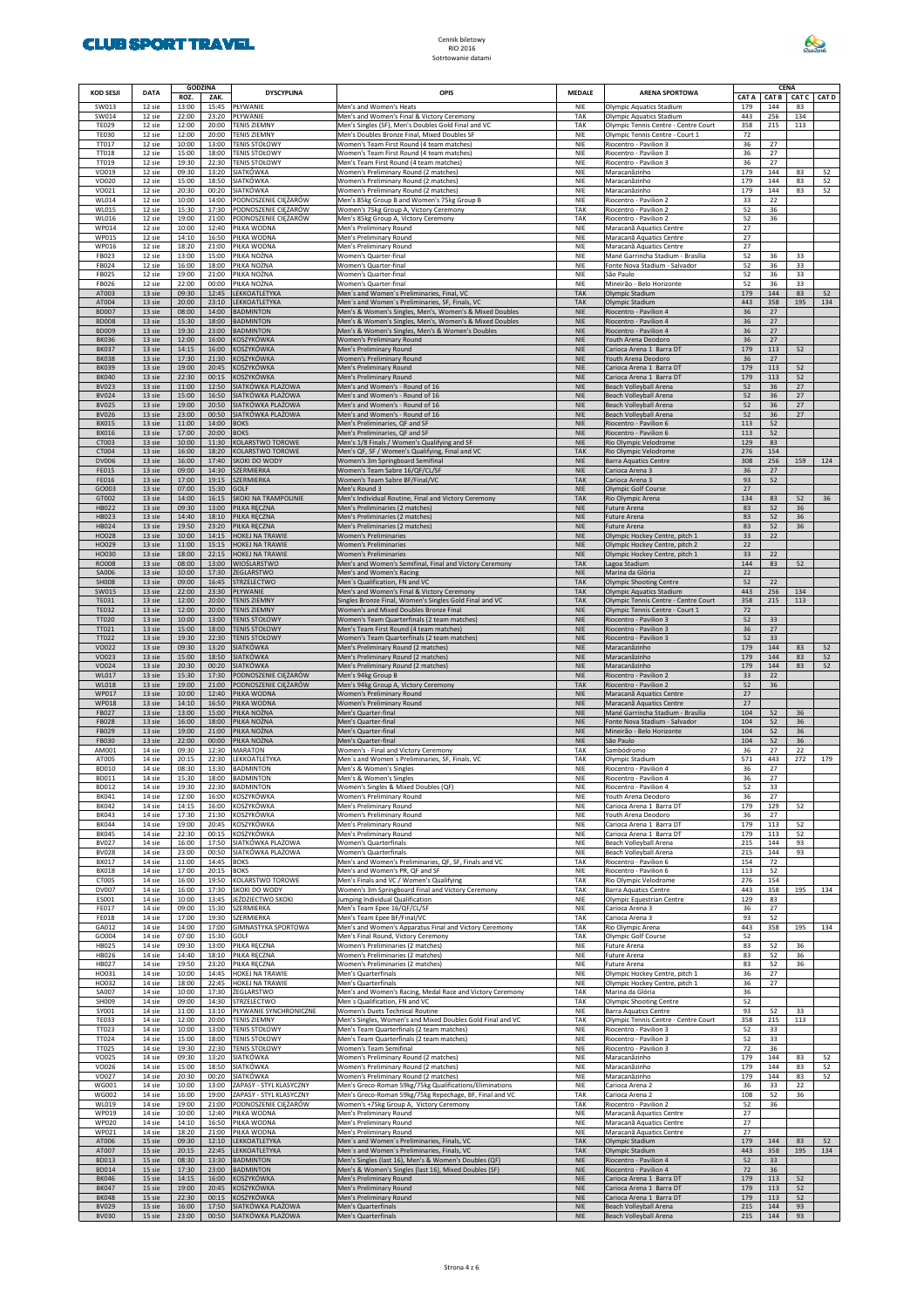CLUB SPORT TRAVEL

Cennik biletowy
RIO 2016
Sortrowanie datami

| KOD SESJI | DATA | GODZINA | | DYSCYPLINA | OPIS | MEDALE | ARENA SPORTOWA | CENA | | | |
|---|---|---|---|---|---|---|---|---|---|---|---|
| | | ROZ. | ZAK. | | | | | CAT A | CAT B | CAT C | CAT D |
| SW013 | 12 sie | 13:00 | 15:45 | PŁYWANIE | Men's and Women's Heats | NIE | Olympic Aquatics Stadium | 179 | 144 | 83 | |
| SW014 | 12 sie | 22:00 | 23:20 | PŁYWANIE | Men's and Women's Final & Victory Ceremony | TAK | Olympic Aquatics Stadium | 443 | 256 | 134 | |
| TE029 | 12 sie | 12:00 | 20:00 | TENIS ZIEMNY | Men's Singles (SF), Men's Doubles Gold Final and VC | TAK | Olympic Tennis Centre - Centre Court | 358 | 215 | 113 | |
| TE030 | 12 sie | 12:00 | 20:00 | TENIS ZIEMNY | Men's Doubles Bronze Final, Mixed Doubles SF | NIE | Olympic Tennis Centre - Court 1 | 72 | | | |
| TT017 | 12 sie | 10:00 | 13:00 | TENIS STOŁOWY | Women's Team First Round (4 team matches) | NIE | Riocentro - Pavilion 3 | 36 | 27 | | |
| TT018 | 12 sie | 15:00 | 18:00 | TENIS STOŁOWY | Women's Team First Round (4 team matches) | NIE | Riocentro - Pavilion 3 | 36 | 27 | | |
| TT019 | 12 sie | 19:30 | 22:30 | TENIS STOŁOWY | Men's Team First Round (4 team matches) | NIE | Riocentro - Pavilion 3 | 36 | 27 | | |
| VO019 | 12 sie | 09:30 | 13:20 | SIATKÓWKA | Women's Preliminary Round (2 matches) | NIE | Maracanãzinho | 179 | 144 | 83 | 52 |
| VO020 | 12 sie | 15:00 | 18:50 | SIATKÓWKA | Women's Preliminary Round (2 matches) | NIE | Maracanãzinho | 179 | 144 | 83 | 52 |
| VO021 | 12 sie | 20:30 | 00:20 | SIATKÓWKA | Women's Preliminary Round (2 matches) | NIE | Maracanãzinho | 179 | 144 | 83 | 52 |
| WL014 | 12 sie | 10:00 | 14:00 | PODNOSZENIE CIĘŻARÓW | Men's 85kg Group B and Women's 75kg Group B | NIE | Riocentro - Pavilion 2 | 33 | 22 | | |
| WL015 | 12 sie | 15:30 | 17:30 | PODNOSZENIE CIĘŻARÓW | Women's 75kg Group A, Victory Ceremony | TAK | Riocentro - Pavilion 2 | 52 | 36 | | |
| WL016 | 12 sie | 19:00 | 21:00 | PODNOSZENIE CIĘŻARÓW | Men's 85kg Group A, Victory Ceremony | TAK | Riocentro - Pavilion 2 | 52 | 36 | | |
| WP014 | 12 sie | 10:00 | 12:40 | PIŁKA WODNA | Men's Preliminary Round | NIE | Maracanã Aquatics Centre | 27 | | | |
| WP015 | 12 sie | 14:10 | 16:50 | PIŁKA WODNA | Men's Preliminary Round | NIE | Maracanã Aquatics Centre | 27 | | | |
| WP016 | 12 sie | 18:20 | 21:00 | PIŁKA WODNA | Men's Preliminary Round | NIE | Maracanã Aquatics Centre | 27 | | | |
| FB023 | 12 sie | 13:00 | 15:00 | PIŁKA NOŻNA | Women's Quarter-final | NIE | Mané Garrincha Stadium - Brasília | 52 | 36 | 33 | |
| FB024 | 12 sie | 16:00 | 18:00 | PIŁKA NOŻNA | Women's Quarter-final | NIE | Fonte Nova Stadium - Salvador | 52 | 36 | 33 | |
| FB025 | 12 sie | 19:00 | 21:00 | PIŁKA NOŻNA | Women's Quarter-final | NIE | São Paulo | 52 | 36 | 33 | |
| FB026 | 12 sie | 22:00 | 00:00 | PIŁKA NOŻNA | Women's Quarter-final | NIE | Mineirão - Belo Horizonte | 52 | 36 | 33 | |
| AT003 | 13 sie | 09:30 | 12:45 | LEKKOATLETYKA | Men's and Women's Preliminaries, Final, VC | TAK | Olympic Stadium | 179 | 144 | 83 | 52 |
| AT004 | 13 sie | 20:00 | 23:10 | LEKKOATLETYKA | Men's and Women's Preliminaries, SF, Finals, VC | TAK | Olympic Stadium | 443 | 358 | 195 | 134 |
| BD007 | 13 sie | 08:00 | 14:00 | BADMINTON | Men's & Women's Singles, Men's, Women's & Mixed Doubles | NIE | Riocentro - Pavilion 4 | 36 | 27 | | |
| BD008 | 13 sie | 15:30 | 18:00 | BADMINTON | Men's & Women's Singles, Men's, Women's & Mixed Doubles | NIE | Riocentro - Pavilion 4 | 36 | 27 | | |
| BD009 | 13 sie | 19:30 | 23:00 | BADMINTON | Men's & Women's Singles, Men's & Women's Doubles | NIE | Riocentro - Pavilion 4 | 36 | 27 | | |
| BK036 | 13 sie | 12:00 | 16:00 | KOSZYKÓWKA | Women's Preliminary Round | NIE | Youth Arena Deodoro | 36 | 27 | | |
| BK037 | 13 sie | 14:15 | 16:00 | KOSZYKÓWKA | Men's Preliminary Round | NIE | Carioca Arena 1 Barra DT | 179 | 113 | 52 | |
| BK038 | 13 sie | 17:30 | 21:30 | KOSZYKÓWKA | Women's Preliminary Round | NIE | Youth Arena Deodoro | 36 | 27 | | |
| BK039 | 13 sie | 19:00 | 20:45 | KOSZYKÓWKA | Men's Preliminary Round | NIE | Carioca Arena 1 Barra DT | 179 | 113 | 52 | |
| BK040 | 13 sie | 22:30 | 00:15 | KOSZYKÓWKA | Men's Preliminary Round | NIE | Carioca Arena 1 Barra DT | 179 | 113 | 52 | |
| BV023 | 13 sie | 11:00 | 12:50 | SIATKÓWKA PLAŻOWA | Men's and Women's - Round of 16 | NIE | Beach Volleyball Arena | 52 | 36 | 27 | |
| BV024 | 13 sie | 15:00 | 16:50 | SIATKÓWKA PLAŻOWA | Men's and Women's - Round of 16 | NIE | Beach Volleyball Arena | 52 | 36 | 27 | |
| BV025 | 13 sie | 19:00 | 20:50 | SIATKÓWKA PLAŻOWA | Men's and Women's - Round of 16 | NIE | Beach Volleyball Arena | 52 | 36 | 27 | |
| BV026 | 13 sie | 23:00 | 00:50 | SIATKÓWKA PLAŻOWA | Men's and Women's - Round of 16 | NIE | Beach Volleyball Arena | 52 | 36 | 27 | |
| BX015 | 13 sie | 11:00 | 14:00 | BOKS | Men's Preliminaries, QF and SF | NIE | Riocentro - Pavilion 6 | 113 | 52 | | |
| BX016 | 13 sie | 17:00 | 20:00 | BOKS | Men's Preliminaries, QF and SF | NIE | Riocentro - Pavilion 6 | 113 | 52 | | |
| CT003 | 13 sie | 10:00 | 11:30 | KOLARSTWO TOROWE | Men's 1/8 Finals / Women's Qualifying and SF | NIE | Rio Olympic Velodrome | 129 | 83 | | |
| CT004 | 13 sie | 16:00 | 18:20 | KOLARSTWO TOROWE | Men's QF, SF / Women's Qualifying, Final and VC | TAK | Rio Olympic Velodrome | 276 | 154 | | |
| DV006 | 13 sie | 16:00 | 17:40 | SKOKI DO WODY | Women's 3m Springboard Semifinal | NIE | Barra Aquatics Centre | 308 | 256 | 159 | 124 |
| FE015 | 13 sie | 09:00 | 14:30 | SZERMIERKA | Women's Team Sabre 16/QF/CL/SF | NIE | Carioca Arena 3 | 36 | 27 | | |
| FE016 | 13 sie | 17:00 | 19:15 | SZERMIERKA | Women's Team Sabre BF/Final/VC | TAK | Carioca Arena 3 | 93 | 52 | | |
| GO003 | 13 sie | 07:00 | 15:30 | GOLF | Men's Round 3 | NIE | Olympic Golf Course | 27 | | | |
| GT002 | 13 sie | 14:00 | 16:15 | SKOKI NA TRAMPOLINIE | Men's Individual Routine, Final and Victory Ceremony | TAK | Rio Olympic Arena | 134 | 83 | 52 | 36 |
| HB022 | 13 sie | 09:30 | 13:00 | PIŁKA RĘCZNA | Men's Preliminaries (2 matches) | NIE | Future Arena | 83 | 52 | 36 | |
| HB023 | 13 sie | 14:40 | 18:10 | PIŁKA RĘCZNA | Men's Preliminaries (2 matches) | NIE | Future Arena | 83 | 52 | 36 | |
| HB024 | 13 sie | 19:50 | 23:20 | PIŁKA RĘCZNA | Men's Preliminaries (2 matches) | NIE | Future Arena | 83 | 52 | 36 | |
| HO028 | 13 sie | 10:00 | 14:15 | HOKEJ NA TRAWIE | Women's Preliminaries | NIE | Olympic Hockey Centre, pitch 1 | 33 | 22 | | |
| HO029 | 13 sie | 11:00 | 15:15 | HOKEJ NA TRAWIE | Women's Preliminaries | NIE | Olympic Hockey Centre, pitch 2 | 22 | | | |
| HO030 | 13 sie | 18:00 | 22:15 | HOKEJ NA TRAWIE | Women's Preliminaries | NIE | Olympic Hockey Centre, pitch 1 | 33 | 22 | | |
| RO008 | 13 sie | 08:00 | 13:00 | WIOŚLARSTWO | Men's and Women's Semifinal, Final and Victory Ceremony | TAK | Lagoa Stadium | 144 | 83 | 52 | |
| SA006 | 13 sie | 10:00 | 17:30 | ŻEGLARSTWO | Men's and Women's Racing | NIE | Marina da Glória | 22 | | | |
| SH008 | 13 sie | 09:00 | 16:45 | STRZELECTWO | Men´s Qualification, FN and VC | TAK | Olympic Shooting Centre | 52 | 22 | | |
| SW015 | 13 sie | 22:00 | 23:30 | PŁYWANIE | Men's and Women's Final & Victory Ceremony | TAK | Olympic Aquatics Stadium | 443 | 256 | 134 | |
| TE031 | 13 sie | 12:00 | 20:00 | TENIS ZIEMNY | Singles Bronze Final, Women's Singles Gold Final and VC | TAK | Olympic Tennis Centre - Centre Court | 358 | 215 | 113 | |
| TE032 | 13 sie | 12:00 | 20:00 | TENIS ZIEMNY | Women's and Mixed Doubles Bronze Final | NIE | Olympic Tennis Centre - Court 1 | 72 | | | |
| TT020 | 13 sie | 10:00 | 13:00 | TENIS STOŁOWY | Women's Team Quarterfinals (2 team matches) | NIE | Riocentro - Pavilion 3 | 52 | 33 | | |
| TT021 | 13 sie | 15:00 | 18:00 | TENIS STOŁOWY | Men's Team First Round (4 team matches) | NIE | Riocentro - Pavilion 3 | 36 | 27 | | |
| TT022 | 13 sie | 19:30 | 22:30 | TENIS STOŁOWY | Women's Team Quarterfinals (2 team matches) | NIE | Riocentro - Pavilion 3 | 52 | 33 | | |
| VO022 | 13 sie | 09:30 | 13:20 | SIATKÓWKA | Men's Preliminary Round (2 matches) | NIE | Maracanãzinho | 179 | 144 | 83 | 52 |
| VO023 | 13 sie | 15:00 | 18:50 | SIATKÓWKA | Men's Preliminary Round (2 matches) | NIE | Maracanãzinho | 179 | 144 | 83 | 52 |
| VO024 | 13 sie | 20:30 | 00:20 | SIATKÓWKA | Men's Preliminary Round (2 matches) | NIE | Maracanãzinho | 179 | 144 | 83 | 52 |
| WL017 | 13 sie | 15:30 | 17:30 | PODNOSZENIE CIĘŻARÓW | Men's 94kg Group B | NIE | Riocentro - Pavilion 2 | 33 | 22 | | |
| WL018 | 13 sie | 19:00 | 21:00 | PODNOSZENIE CIĘŻARÓW | Men's 94kg Group A, Victory Ceremony | TAK | Riocentro - Pavilion 2 | 52 | 36 | | |
| WP017 | 13 sie | 10:00 | 12:40 | PIŁKA WODNA | Women's Preliminary Round | NIE | Maracanã Aquatics Centre | 27 | | | |
| WP018 | 13 sie | 14:10 | 16:50 | PIŁKA WODNA | Women's Preliminary Round | NIE | Maracanã Aquatics Centre | 27 | | | |
| FB027 | 13 sie | 13:00 | 15:00 | PIŁKA NOŻNA | Men's Quarter-final | NIE | Mané Garrincha Stadium - Brasília | 104 | 52 | 36 | |
| FB028 | 13 sie | 16:00 | 18:00 | PIŁKA NOŻNA | Men's Quarter-final | NIE | Fonte Nova Stadium - Salvador | 104 | 52 | 36 | |
| FB029 | 13 sie | 19:00 | 21:00 | PIŁKA NOŻNA | Men's Quarter-final | NIE | Mineirão - Belo Horizonte | 104 | 52 | 36 | |
| FB030 | 13 sie | 22:00 | 00:00 | PIŁKA NOŻNA | Men's Quarter-final | NIE | São Paulo | 104 | 52 | 36 | |
| AM001 | 14 sie | 09:30 | 12:30 | MARATON | Women's - Final and Victory Ceremony | TAK | Sambódromo | 36 | 27 | 22 | |
| AT005 | 14 sie | 20:15 | 22:30 | LEKKOATLETYKA | Men´s and Women´s Preliminaries, SF, Finals, VC | TAK | Olympic Stadium | 571 | 443 | 272 | 179 |
| BD010 | 14 sie | 08:30 | 13:30 | BADMINTON | Men's & Women's Singles | NIE | Riocentro - Pavilion 4 | 36 | 27 | | |
| BD011 | 14 sie | 15:30 | 18:00 | BADMINTON | Men's & Women's Singles | NIE | Riocentro - Pavilion 4 | 36 | 27 | | |
| BD012 | 14 sie | 19:30 | 22:30 | BADMINTON | Women's Singles & Mixed Doubles (QF) | NIE | Riocentro - Pavilion 4 | 52 | 33 | | |
| BK041 | 14 sie | 12:00 | 16:00 | KOSZYKÓWKA | Women's Preliminary Round | NIE | Youth Arena Deodoro | 36 | 27 | | |
| BK042 | 14 sie | 14:15 | 16:00 | KOSZYKÓWKA | Men's Preliminary Round | NIE | Carioca Arena 1 Barra DT | 179 | 129 | 52 | |
| BK043 | 14 sie | 17:30 | 21:30 | KOSZYKÓWKA | Women's Preliminary Round | NIE | Youth Arena Deodoro | 36 | 27 | | |
| BK044 | 14 sie | 19:00 | 20:45 | KOSZYKÓWKA | Men's Preliminary Round | NIE | Carioca Arena 1 Barra DT | 179 | 113 | 52 | |
| BK045 | 14 sie | 22:30 | 00:15 | KOSZYKÓWKA | Men's Preliminary Round | NIE | Carioca Arena 1 Barra DT | 179 | 113 | 52 | |
| BV027 | 14 sie | 16:00 | 17:50 | SIATKÓWKA PLAŻOWA | Women's Quarterfinals | NIE | Beach Volleyball Arena | 215 | 144 | 93 | |
| BV028 | 14 sie | 23:00 | 00:50 | SIATKÓWKA PLAŻOWA | Women's Quarterfinals | NIE | Beach Volleyball Arena | 215 | 144 | 93 | |
| BX017 | 14 sie | 11:00 | 14:45 | BOKS | Men's and Women's Preliminaries, QF, SF, Finals and VC | TAK | Riocentro - Pavilion 6 | 154 | 72 | | |
| BX018 | 14 sie | 17:00 | 20:15 | BOKS | Men's and Women's PR, QF and SF | NIE | Riocentro - Pavilion 6 | 113 | 52 | | |
| CT005 | 14 sie | 16:00 | 19:50 | KOLARSTWO TOROWE | Men's Finals and VC / Women's Qualifying | TAK | Rio Olympic Velodrome | 276 | 154 | | |
| DV007 | 14 sie | 16:00 | 17:30 | SKOKI DO WODY | Women's 3m Springboard Final and Victory Ceremony | TAK | Barra Aquatics Centre | 443 | 358 | 195 | 134 |
| ES001 | 14 sie | 10:00 | 13:45 | JEŹDZIECTWO SKOKI | Jumping Individual Qualification | NIE | Olympic Equestrian Centre | 129 | 83 | | |
| FE017 | 14 sie | 09:00 | 15:30 | SZERMIERKA | Men's Team Epee 16/QF/CL/SF | NIE | Carioca Arena 3 | 36 | 27 | | |
| FE018 | 14 sie | 17:00 | 19:30 | SZERMIERKA | Men's Team Epee BF/Final/VC | TAK | Carioca Arena 3 | 93 | 52 | | |
| GA012 | 14 sie | 14:00 | 17:00 | GIMNASTYKA SPORTOWA | Men's and Women's Apparatus Final and Victory Ceremony | TAK | Rio Olympic Arena | 443 | 358 | 195 | 134 |
| GO004 | 14 sie | 07:00 | 15:30 | GOLF | Men's Final Round, Victory Ceremony | TAK | Olympic Golf Course | 52 | | | |
| HB025 | 14 sie | 09:30 | 13:00 | PIŁKA RĘCZNA | Women's Preliminaries (2 matches) | NIE | Future Arena | 83 | 52 | 36 | |
| HB026 | 14 sie | 14:40 | 18:10 | PIŁKA RĘCZNA | Women's Preliminaries (2 matches) | NIE | Future Arena | 83 | 52 | 36 | |
| HB027 | 14 sie | 19:50 | 23:20 | PIŁKA RĘCZNA | Women's Preliminaries (2 matches) | NIE | Future Arena | 83 | 52 | 36 | |
| HO031 | 14 sie | 10:00 | 14:45 | HOKEJ NA TRAWIE | Men's Quarterfinals | NIE | Olympic Hockey Centre, pitch 1 | 36 | 27 | | |
| HO032 | 14 sie | 18:00 | 22:45 | HOKEJ NA TRAWIE | Men's Quarterfinals | NIE | Olympic Hockey Centre, pitch 1 | 36 | 27 | | |
| SA007 | 14 sie | 10:00 | 17:30 | ŻEGLARSTWO | Men's and Women's Racing, Medal Race and Victory Ceremony | TAK | Marina da Glória | 36 | | | |
| SH009 | 14 sie | 09:00 | 14:30 | STRZELECTWO | Men´s Qualification, FN and VC | TAK | Olympic Shooting Centre | 52 | | | |
| SY001 | 14 sie | 11:00 | 13:10 | PŁYWANIE SYNCHRONICZNE | Women's Duets Technical Routine | NIE | Barra Aquatics Centre | 93 | 52 | 33 | |
| TE033 | 14 sie | 12:00 | 20:00 | TENIS ZIEMNY | Men's Singles, Women's and Mixed Doubles Gold Final and VC | TAK | Olympic Tennis Centre - Centre Court | 358 | 215 | 113 | |
| TT023 | 14 sie | 10:00 | 13:00 | TENIS STOŁOWY | Men's Team Quarterfinals (2 team matches) | NIE | Riocentro - Pavilion 3 | 52 | 33 | | |
| TT024 | 14 sie | 15:00 | 18:00 | TENIS STOŁOWY | Men's Team Quarterfinals (2 team matches) | NIE | Riocentro - Pavilion 3 | 52 | 33 | | |
| TT025 | 14 sie | 19:30 | 22:30 | TENIS STOŁOWY | Women's Team Semifinal | NIE | Riocentro - Pavilion 3 | 72 | 36 | | |
| VO025 | 14 sie | 09:30 | 13:20 | SIATKÓWKA | Women's Preliminary Round (2 matches) | NIE | Maracanãzinho | 179 | 144 | 83 | 52 |
| VO026 | 14 sie | 15:00 | 18:50 | SIATKÓWKA | Women's Preliminary Round (2 matches) | NIE | Maracanãzinho | 179 | 144 | 83 | 52 |
| VO027 | 14 sie | 20:30 | 00:20 | SIATKÓWKA | Women's Preliminary Round (2 matches) | NIE | Maracanãzinho | 179 | 144 | 83 | 52 |
| WG001 | 14 sie | 10:00 | 13:00 | ZAPASY - STYL KLASYCZNY | Men's Greco-Roman 59kg/75kg Qualifications/Eliminations | NIE | Carioca Arena 2 | 36 | 33 | 22 | |
| WG002 | 14 sie | 16:00 | 19:00 | ZAPASY - STYL KLASYCZNY | Men's Greco-Roman 59kg/75kg Repechage, BF, Final and VC | TAK | Carioca Arena 2 | 108 | 52 | 36 | |
| WL019 | 14 sie | 19:00 | 21:00 | PODNOSZENIE CIĘŻARÓW | Women's +75kg Group A, Victory Ceremony | TAK | Riocentro - Pavilion 2 | 52 | 36 | | |
| WP019 | 14 sie | 10:00 | 12:40 | PIŁKA WODNA | Men's Preliminary Round | NIE | Maracanã Aquatics Centre | 27 | | | |
| WP020 | 14 sie | 14:10 | 16:50 | PIŁKA WODNA | Men's Preliminary Round | NIE | Maracanã Aquatics Centre | 27 | | | |
| WP021 | 14 sie | 18:20 | 21:00 | PIŁKA WODNA | Men's Preliminary Round | NIE | Maracanã Aquatics Centre | 27 | | | |
| AT006 | 15 sie | 09:30 | 12:10 | LEKKOATLETYKA | Men´s and Women´s Preliminaries, Finals, VC | TAK | Olympic Stadium | 179 | 144 | 83 | 52 |
| AT007 | 15 sie | 20:15 | 22:45 | LEKKOATLETYKA | Men´s and Women´s Preliminaries, Finals, VC | TAK | Olympic Stadium | 443 | 358 | 195 | 134 |
| BD013 | 15 sie | 08:30 | 13:30 | BADMINTON | Men's Singles (last 16), Men's & Women's Doubles (QF) | NIE | Riocentro - Pavilion 4 | 52 | 33 | | |
| BD014 | 15 sie | 17:30 | 23:00 | BADMINTON | Men's & Women's Singles (last 16), Mixed Doubles (SF) | NIE | Riocentro - Pavilion 4 | 72 | 36 | | |
| BK046 | 15 sie | 14:15 | 16:00 | KOSZYKÓWKA | Men's Preliminary Round | NIE | Carioca Arena 1 Barra DT | 179 | 113 | 52 | |
| BK047 | 15 sie | 19:00 | 20:45 | KOSZYKÓWKA | Men's Preliminary Round | NIE | Carioca Arena 1 Barra DT | 179 | 113 | 52 | |
| BK048 | 15 sie | 22:30 | 00:15 | KOSZYKÓWKA | Men's Preliminary Round | NIE | Carioca Arena 1 Barra DT | 179 | 113 | 52 | |
| BV029 | 15 sie | 16:00 | 17:50 | SIATKÓWKA PLAŻOWA | Men's Quarterfinals | NIE | Beach Volleyball Arena | 215 | 144 | 93 | |
| BV030 | 15 sie | 23:00 | 00:50 | SIATKÓWKA PLAŻOWA | Men's Quarterfinals | NIE | Beach Volleyball Arena | 215 | 144 | 93 | |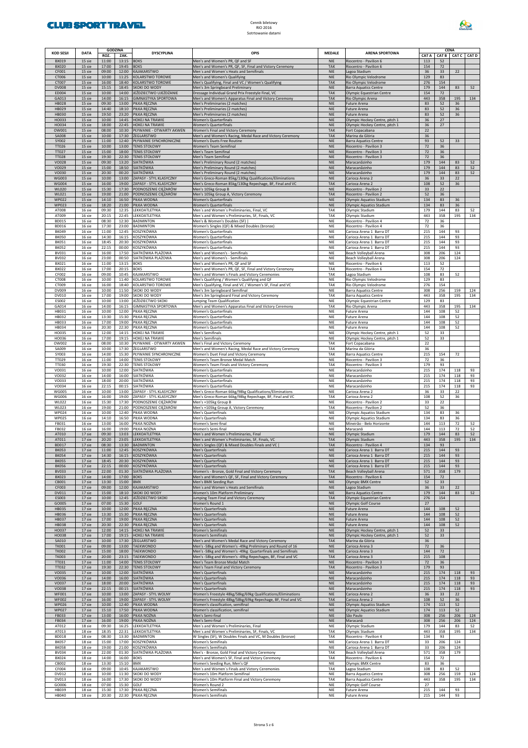Cennik biletowy
RIO 2016
Sortrowanie datami

| KOD SESJI | DATA | GODZINA | | DYSCYPLINA | OPIS | MEDALE | ARENA SPORTOWA | CENA | | | |
|---|---|---|---|---|---|---|---|---|---|---|---|
| | | ROZ. | ZAK. | | | | | CAT A | CAT B | CAT C | CAT D |
| BX019 | 15 sie | 11:00 | 13:15 | BOKS | Men's and Women's PR, QF and SF | NIE | Riocentro - Pavilion 6 | 113 | 52 | | |
| BX020 | 15 sie | 17:00 | 19:45 | BOKS | Men's and Women's PR, QF, SF, Final and Victory Ceremony | TAK | Riocentro - Pavilion 6 | 154 | 72 | | |
| CF001 | 15 sie | 09:00 | 12:00 | KAJAKARSTWO | Men´s and Women´s Heats and Semifinals | NIE | Lagoa Stadium | 36 | 33 | 22 | |
| CT006 | 15 sie | 10:00 | 11:25 | KOLARSTWO TOROWE | Men's and Women's Qualifying | NIE | Rio Olympic Velodrome | 129 | 83 | | |
| CT007 | 15 sie | 16:00 | 18:40 | KOLARSTWO TOROWE | Men's Qualifying, Final and VC / Women's Qualifying | TAK | Rio Olympic Velodrome | 276 | 154 | | |
| DV008 | 15 sie | 15:15 | 18:45 | SKOKI DO WODY | Men's 3m Springboard Preliminary | NIE | Barra Aquatics Centre | 179 | 144 | 83 | 52 |
| ED004 | 15 sie | 10:00 | 14:00 | JEŹDZIECTWO UJEŻDŻANIE | Dressage Individual Grand Prix Freestyle Final, VC | TAK | Olympic Equestrian Centre | 154 | 72 | | |
| GA013 | 15 sie | 14:00 | 16:15 | GIMNASTYKA SPORTOWA | Men's and Women's Apparatus Final and Victory Ceremony | TAK | Rio Olympic Arena | 443 | 358 | 195 | 134 |
| HB028 | 15 sie | 09:30 | 13:00 | PIŁKA RĘCZNA | Men's Preliminaries (2 matches) | NIE | Future Arena | 83 | 52 | 36 | |
| HB029 | 15 sie | 14:40 | 18:10 | PIŁKA RĘCZNA | Men's Preliminaries (2 matches) | NIE | Future Arena | 83 | 52 | 36 | |
| HB030 | 15 sie | 19:50 | 23:20 | PIŁKA RĘCZNA | Men's Preliminaries (2 matches) | NIE | Future Arena | 83 | 52 | 36 | |
| HO033 | 15 sie | 10:00 | 14:45 | HOKEJ NA TRAWIE | Women's Quarterfinals | NIE | Olympic Hockey Centre, pitch 1 | 36 | 27 | | |
| HO034 | 15 sie | 18:00 | 22:45 | HOKEJ NA TRAWIE | Women's Quarterfinals | NIE | Olympic Hockey Centre, pitch 1 | 36 | 27 | | |
| OW001 | 15 sie | 08:00 | 10:30 | PŁYWANIE - OTWARTY AKWEN | Women's Final and Victory Ceremony | TAK | Fort Copacabana | 22 | | | |
| SA008 | 15 sie | 10:00 | 17:30 | ŻEGLARSTWO | Men's and Women's Racing, Medal Race and Victory Ceremony | TAK | Marina da Glória | 36 | | | |
| SY002 | 15 sie | 11:00 | 12:40 | PŁYWANIE SYNCHRONICZNE | Women's Duets Free Routine | NIE | Barra Aquatics Centre | 93 | 52 | 33 | |
| TT026 | 15 sie | 10:00 | 13:00 | TENIS STOŁOWY | Women's Team Semifinal | NIE | Riocentro - Pavilion 3 | 72 | 36 | | |
| TT027 | 15 sie | 15:00 | 18:00 | TENIS STOŁOWY | Men's Team Semifinal | NIE | Riocentro - Pavilion 3 | 72 | 36 | | |
| TT028 | 15 sie | 19:30 | 22:30 | TENIS STOŁOWY | Men's Team Semifinal | NIE | Riocentro - Pavilion 3 | 72 | 36 | | |
| VO028 | 15 sie | 09:30 | 13:20 | SIATKÓWKA | Men's Preliminary Round (2 matches) | NIE | Maracanãzinho | 179 | 144 | 83 | 52 |
| VO029 | 15 sie | 15:00 | 18:50 | SIATKÓWKA | Men's Preliminary Round (2 matches) | NIE | Maracanãzinho | 179 | 144 | 83 | 52 |
| VO030 | 15 sie | 20:30 | 00:20 | SIATKÓWKA | Men's Preliminary Round (2 matches) | NIE | Maracanãzinho | 179 | 144 | 83 | 52 |
| WG003 | 15 sie | 10:00 | 13:00 | ZAPASY - STYL KLASYCZNY | Men's Greco-Roman 85kg/130kg Qualifications/Eliminations | NIE | Carioca Arena 2 | 36 | 33 | 22 | |
| WG004 | 15 sie | 16:00 | 19:00 | ZAPASY - STYL KLASYCZNY | Men's Greco-Roman 85kg/130kg Repechage, BF, Final and VC | TAK | Carioca Arena 2 | 108 | 52 | 36 | |
| WL020 | 15 sie | 15:30 | 17:30 | PODNOSZENIE CIĘŻARÓW | Men's 105kg Group B | NIE | Riocentro - Pavilion 2 | 33 | 22 | | |
| WL021 | 15 sie | 19:00 | 21:00 | PODNOSZENIE CIĘŻARÓW | Men's 105kg Group A, Victory Ceremony | TAK | Riocentro - Pavilion 2 | 52 | 36 | | |
| WP022 | 15 sie | 14:10 | 16:50 | PIŁKA WODNA | Women's Quarterfinals | NIE | Olympic Aquatics Stadium | 134 | 83 | 36 | |
| WP023 | 15 sie | 18:20 | 21:00 | PIŁKA WODNA | Women's Quarterfinals | NIE | Olympic Aquatics Stadium | 134 | 83 | 36 | |
| AT008 | 16 sie | 09:30 | 12:35 | LEKKOATLETYKA | Men´s and Women´s Preliminaries, Final, VC | TAK | Olympic Stadium | 179 | 144 | 83 | 52 |
| AT009 | 16 sie | 20:15 | 22:45 | LEKKOATLETYKA | Men´s and Women´s Preliminaries, SF, Finals, VC | TAK | Olympic Stadium | 443 | 358 | 195 | 134 |
| BD015 | 16 sie | 08:30 | 12:30 | BADMINTON | Men's & Women's Doubles (SF) \| | NIE | Riocentro - Pavilion 4 | 72 | 36 | | |
| BD016 | 16 sie | 17:30 | 23:00 | BADMINTON | Women's Singles (QF) & Mixed Doubles (bronze) | NIE | Riocentro - Pavilion 4 | 72 | 36 | | |
| BK049 | 16 sie | 11:00 | 12:45 | KOSZYKÓWKA | Women's Quarterfinals | NIE | Carioca Arena 1 Barra DT | 215 | 144 | 93 | |
| BK050 | 16 sie | 14:30 | 16:15 | KOSZYKÓWKA | Women's Quarterfinals | NIE | Carioca Arena 1 Barra DT | 215 | 144 | 93 | |
| BK051 | 16 sie | 18:45 | 20:30 | KOSZYKÓWKA | Women's Quarterfinals | NIE | Carioca Arena 1 Barra DT | 215 | 144 | 93 | |
| BK052 | 16 sie | 22:15 | 00:00 | KOSZYKÓWKA | Women's Quarterfinals | NIE | Carioca Arena 1 Barra DT | 215 | 144 | 93 | |
| BV031 | 16 sie | 16:00 | 17:50 | SIATKÓWKA PLAŻOWA | Men's and Women's - Semifinals | NIE | Beach Volleyball Arena | 308 | 206 | 124 | |
| BV032 | 16 sie | 23:00 | 00:50 | SIATKÓWKA PLAŻOWA | Men's and Women's - Semifinals | NIE | Beach Volleyball Arena | 308 | 206 | 124 | |
| BX021 | 16 sie | 11:00 | 13:15 | BOKS | Men's and Women's PR, QF and SF | NIE | Riocentro - Pavilion 6 | 113 | 52 | | |
| BX022 | 16 sie | 17:00 | 20:15 | BOKS | Men's and Women's PR, QF, SF, Final and Victory Ceremony | TAK | Riocentro - Pavilion 6 | 154 | 72 | | |
| CF002 | 16 sie | 09:00 | 10:45 | KAJAKARSTWO | Men´s and Women´s Finals and Victory Ceremonies | TAK | Lagoa Stadium | 108 | 83 | 52 | |
| CT008 | 16 sie | 10:00 | 11:40 | KOLARSTWO TOROWE | Men's Qualifying / Women's Qualifying and QF | NIE | Rio Olympic Velodrome | 129 | 83 | | |
| CT009 | 16 sie | 16:00 | 18:40 | KOLARSTWO TOROWE | Men's Qualifying, Final and VC / Women's SF, Final and VC | TAK | Rio Olympic Velodrome | 276 | 154 | | |
| DV009 | 16 sie | 10:00 | 11:50 | SKOKI DO WODY | Men's 3m Springboard Semifinal | NIE | Barra Aquatics Centre | 308 | 256 | 159 | 124 |
| DV010 | 16 sie | 17:00 | 19:00 | SKOKI DO WODY | Men's 3m Springboard Final and Victory Ceremony | TAK | Barra Aquatics Centre | 443 | 358 | 195 | 134 |
| ES002 | 16 sie | 10:00 | 13:00 | JEŹDZIECTWO SKOKI | Jumping Team Qualification | NIE | Olympic Equestrian Centre | 129 | 83 | | |
| GA014 | 16 sie | 14:00 | 16:15 | GIMNASTYKA SPORTOWA | Men's and Women's Apparatus Final and Victory Ceremony | TAK | Rio Olympic Arena | 443 | 358 | 195 | 134 |
| HB031 | 16 sie | 10:00 | 12:00 | PIŁKA RĘCZNA | Women's Quarterfinals | NIE | Future Arena | 144 | 108 | 52 | |
| HB032 | 16 sie | 13:30 | 15:30 | PIŁKA RĘCZNA | Women's Quarterfinals | NIE | Future Arena | 144 | 108 | 52 | |
| HB033 | 16 sie | 17:00 | 19:00 | PIŁKA RĘCZNA | Women's Quarterfinals | NIE | Future Arena | 144 | 108 | 52 | |
| HB034 | 16 sie | 20:30 | 22:30 | PIŁKA RĘCZNA | Women's Quarterfinals | NIE | Future Arena | 144 | 108 | 52 | |
| HO035 | 16 sie | 12:00 | 14:15 | HOKEJ NA TRAWIE | Men's Semifinals | NIE | Olympic Hockey Centre, pitch 1 | 52 | 33 | | |
| HO036 | 16 sie | 17:00 | 19:15 | HOKEJ NA TRAWIE | Men's Semifinals | NIE | Olympic Hockey Centre, pitch 1 | 52 | 33 | | |
| OW002 | 16 sie | 08:00 | 10:30 | PŁYWANIE - OTWARTY AKWEN | Men's Final and Victory Ceremony | TAK | Fort Copacabana | 22 | | | |
| SA009 | 16 sie | 10:00 | 17:30 | ŻEGLARSTWO | Men's and Women's Racing, Medal Race and Victory Ceremony | TAK | Marina da Glória | 36 | | | |
| SY003 | 16 sie | 14:00 | 15:30 | PŁYWANIE SYNCHRONICZNE | Women's Duet Final and Victory Ceremony | TAK | Barra Aquatics Centre | 215 | 154 | 72 | |
| TT029 | 16 sie | 11:00 | 14:00 | TENIS STOŁOWY | Women's Team Bronze Medal Match | NIE | Riocentro - Pavilion 3 | 72 | 36 | | |
| TT030 | 16 sie | 19:30 | 22:30 | TENIS STOŁOWY | Women's Team Finals and Victory Ceremony | TAK | Riocentro - Pavilion 3 | 179 | 93 | | |
| VO031 | 16 sie | 10:00 | 12:00 | SIATKÓWKA | Women's Quarterfinals | NIE | Maracanãzinho | 215 | 174 | 118 | 93 |
| VO032 | 16 sie | 14:00 | 16:00 | SIATKÓWKA | Women's Quarterfinals | NIE | Maracanãzinho | 215 | 174 | 118 | 93 |
| VO033 | 16 sie | 18:00 | 20:00 | SIATKÓWKA | Women's Quarterfinals | NIE | Maracanãzinho | 215 | 174 | 118 | 93 |
| VO034 | 16 sie | 22:15 | 00:15 | SIATKÓWKA | Women's Quarterfinals | NIE | Maracanãzinho | 215 | 174 | 118 | 93 |
| WG005 | 16 sie | 10:00 | 13:00 | ZAPASY - STYL KLASYCZNY | Men's Greco-Roman 66kg/98kg Qualifications/Eliminations | NIE | Carioca Arena 2 | 36 | 33 | 22 | |
| WG006 | 16 sie | 16:00 | 19:00 | ZAPASY - STYL KLASYCZNY | Men's Greco-Roman 66kg/98kg Repechage, BF, Final and VC | TAK | Carioca Arena 2 | 108 | 52 | 36 | |
| WL022 | 16 sie | 15:30 | 17:30 | PODNOSZENIE CIĘŻARÓW | Men's +105kg Group B | NIE | Riocentro - Pavilion 2 | 33 | 22 | | |
| WL023 | 16 sie | 19:00 | 21:00 | PODNOSZENIE CIĘŻARÓW | Men's +105kg Group A, Victory Ceremony | TAK | Riocentro - Pavilion 2 | 52 | 36 | | |
| WP024 | 16 sie | 10:00 | 12:40 | PIŁKA WODNA | Men's Quarterfinals | NIE | Olympic Aquatics Stadium | 134 | 83 | 36 | |
| WP025 | 16 sie | 14:10 | 16:50 | PIŁKA WODNA | Men's Quarterfinals | NIE | Olympic Aquatics Stadium | 134 | 83 | 36 | |
| FB031 | 16 sie | 13:00 | 16:00 | PIŁKA NOŻNA | Women's Semi-final | NIE | Mineirão - Belo Horizonte | 144 | 113 | 72 | 52 |
| FB032 | 16 sie | 16:00 | 19:00 | PIŁKA NOŻNA | Women's Semi-final | NIE | Maracanã | 144 | 113 | 72 | 52 |
| AT010 | 17 sie | 09:30 | 13:03 | LEKKOATLETYKA | Men´s and Women´s Preliminaries, Final | NIE | Olympic Stadium | 179 | 144 | 83 | 52 |
| AT011 | 17 sie | 20:20 | 23:05 | LEKKOATLETYKA | Men's and Women's Preliminaries, SF, Finals, VC | TAK | Olympic Stadium | 443 | 358 | 195 | 134 |
| BD017 | 17 sie | 08:30 | 13:30 | BADMINTON | Men's Singles (QF) & Mixed Doubles Finals and VC \| | TAK | Riocentro - Pavilion 4 | 134 | 93 | | |
| BK053 | 17 sie | 11:00 | 12:45 | KOSZYKÓWKA | Men's Quarterfinals | NIE | Carioca Arena 1 Barra DT | 215 | 144 | 93 | |
| BK054 | 17 sie | 14:30 | 16:15 | KOSZYKÓWKA | Men's Quarterfinals | NIE | Carioca Arena 1 Barra DT | 215 | 144 | 93 | |
| BK055 | 17 sie | 18:45 | 20:30 | KOSZYKÓWKA | Men's Quarterfinals | NIE | Carioca Arena 1 Barra DT | 215 | 144 | 93 | |
| BK056 | 17 sie | 22:15 | 00:00 | KOSZYKÓWKA | Men's Quarterfinals | NIE | Carioca Arena 1 Barra DT | 215 | 144 | 93 | |
| BV033 | 17 sie | 22:00 | 01:30 | SIATKÓWKA PLAŻOWA | Women's - Bronze, Gold Final and Victory Ceremony | TAK | Beach Volleyball Arena | 571 | 358 | 179 | |
| BX023 | 17 sie | 14:00 | 17:00 | BOKS | Men's and Women's QF, SF, Final and Victory Ceremony | TAK | Riocentro - Pavilion 6 | 154 | 72 | | |
| CB001 | 17 sie | 13:30 | 15:00 | BMX | Men's BMX Seeding Run | NIE | Olympic BMX Centre | 52 | 33 | | |
| CF003 | 17 sie | 09:00 | 12:00 | KAJAKARSTWO | Men´s and Women´s Heats and Semifinals | NIE | Lagoa Stadium | 36 | 33 | 22 | |
| DV011 | 17 sie | 15:00 | 18:10 | SKOKI DO WODY | Women's 10m Platform Preliminary | NIE | Barra Aquatics Centre | 179 | 144 | 83 | 52 |
| ES003 | 17 sie | 10:00 | 12:45 | JEŹDZIECTWO SKOKI | Jumping Team Final and Victory Ceremony | TAK | Olympic Equestrian Centre | 276 | 154 | | |
| GO005 | 17 sie | 07:00 | 15:30 | GOLF | Women's Round 1 | NIE | Olympic Golf Course | 27 | | | |
| HB035 | 17 sie | 10:00 | 12:00 | PIŁKA RĘCZNA | Men's Quarterfinals | NIE | Future Arena | 144 | 108 | 52 | |
| HB036 | 17 sie | 13:30 | 15:30 | PIŁKA RĘCZNA | Men's Quarterfinals | NIE | Future Arena | 144 | 108 | 52 | |
| HB037 | 17 sie | 17:00 | 19:00 | PIŁKA RĘCZNA | Men's Quarterfinals | NIE | Future Arena | 144 | 108 | 52 | |
| HB038 | 17 sie | 20:30 | 22:30 | PIŁKA RĘCZNA | Men's Quarterfinals | NIE | Future Arena | 144 | 108 | 52 | |
| HO037 | 17 sie | 12:00 | 14:15 | HOKEJ NA TRAWIE | Women's Semifinals | NIE | Olympic Hockey Centre, pitch 1 | 52 | 33 | | |
| HO038 | 17 sie | 17:00 | 19:15 | HOKEJ NA TRAWIE | Women's Semifinals | NIE | Olympic Hockey Centre, pitch 1 | 52 | 33 | | |
| SA010 | 17 sie | 10:00 | 17:30 | ŻEGLARSTWO | Men's and Women's Medal Race and Victory Ceremony | TAK | Marina da Glória | 36 | | | |
| TK001 | 17 sie | 09:00 | 13:00 | TAEKWONDO | Men's -58kg and Women's -49kg Preliminary and Round of 16 | NIE | Carioca Arena 3 | 72 | 36 | | |
| TK002 | 17 sie | 15:00 | 18:00 | TAEKWONDO | Men's -58kg and Women's -49kg Quarterfinals and Semifinals | NIE | Carioca Arena 3 | 144 | 72 | | |
| TK003 | 17 sie | 20:00 | 23:15 | TAEKWONDO | Men's -58kg and Women's -49kg Repechages, BF, Final and VC | TAK | Carioca Arena 3 | 215 | 108 | | |
| TT031 | 17 sie | 11:00 | 14:00 | TENIS STOŁOWY | Men's Team Bronze Medal Match | NIE | Riocentro - Pavilion 3 | 72 | 36 | | |
| TT032 | 17 sie | 19:30 | 22:30 | TENIS STOŁOWY | Men's Team Final and Victory Ceremony | TAK | Riocentro - Pavilion 3 | 179 | 93 | | |
| VO035 | 17 sie | 10:00 | 12:00 | SIATKÓWKA | Men's Quarterfinals | NIE | Maracanãzinho | 215 | 174 | 118 | 93 |
| VO036 | 17 sie | 14:00 | 16:00 | SIATKÓWKA | Men's Quarterfinals | NIE | Maracanãzinho | 215 | 174 | 118 | 93 |
| VO037 | 17 sie | 18:00 | 20:00 | SIATKÓWKA | Men's Quarterfinals | NIE | Maracanãzinho | 215 | 174 | 118 | 93 |
| VO038 | 17 sie | 22:15 | 00:15 | SIATKÓWKA | Men's Quarterfinals | NIE | Maracanãzinho | 215 | 174 | 118 | 93 |
| WF001 | 17 sie | 10:00 | 13:00 | ZAPASY - STYL WOLNY | Women's Freestyle 48kg/58kg/69kg Qualifications/Eliminations | NIE | Carioca Arena 2 | 36 | 33 | 22 | |
| WF002 | 17 sie | 16:00 | 19:00 | ZAPASY - STYL WOLNY | Women's Freestyle 48kg/58kg/69kg Repechage, BF, Final and VC | TAK | Carioca Arena 2 | 108 | 52 | 36 | |
| WP026 | 17 sie | 10:00 | 12:40 | PIŁKA WODNA | Women's classification, semifinal | NIE | Olympic Aquatics Stadium | 174 | 113 | 52 | |
| WP027 | 17 sie | 15:10 | 17:50 | PIŁKA WODNA | Women's classification, semifinal | NIE | Olympic Aquatics Stadium | 174 | 113 | 52 | |
| FB033 | 17 sie | 13:00 | 16:00 | PIŁKA NOŻNA | Men's Semi-final | NIE | São Paulo | 308 | 256 | 206 | 124 |
| FB034 | 17 sie | 16:00 | 19:00 | PIŁKA NOŻNA | Men's Semi-final | NIE | Maracanã | 308 | 256 | 206 | 124 |
| AT012 | 18 sie | 09:30 | 16:25 | LEKKOATLETYKA | Men´s and Women´s Preliminaries, Final | NIE | Olympic Stadium | 179 | 144 | 83 | 52 |
| AT013 | 18 sie | 18:35 | 22:31 | LEKKOATLETYKA | Men´s and Women´s Preliminaries, SF, Finals, VC | TAK | Olympic Stadium | 443 | 358 | 195 | 134 |
| BD018 | 18 sie | 08:30 | 13:30 | BADMINTON | W Singles (SF), W Doubles Finals and VC, M Doubles (bronze) | TAK | Riocentro - Pavilion 4 | 134 | 93 | | |
| BK057 | 18 sie | 15:00 | 17:00 | KOSZYKÓWKA | Women's Semifinals | NIE | Carioca Arena 1 Barra DT | 33 | 206 | 124 | |
| BK058 | 18 sie | 19:00 | 21:00 | KOSZYKÓWKA | Women's Semifinals | NIE | Carioca Arena 1 Barra DT | 33 | 206 | 124 | |
| BV034 | 18 sie | 22:00 | 01:30 | SIATKÓWKA PLAŻOWA | Men's - Bronze, Gold Final and Victory Ceremony | TAK | Beach Volleyball Arena | 571 | 358 | 179 | |
| BX024 | 18 sie | 14:00 | 16:00 | BOKS | Men's and Women's SF, Final and Victory Ceremony | TAK | Riocentro - Pavilion 6 | 154 | 72 | | |
| CB002 | 18 sie | 13:30 | 15:10 | BMX | Women's Seeding Run, Men's QF | NIE | Olympic BMX Centre | 83 | 36 | | |
| CF004 | 18 sie | 09:00 | 10:45 | KAJAKARSTWO | Men´s and Women´s Finals and Victory Ceremonies | TAK | Lagoa Stadium | 108 | 83 | 52 | |
| DV012 | 18 sie | 10:00 | 11:30 | SKOKI DO WODY | Women's 10m Platform Semifinal | NIE | Barra Aquatics Centre | 308 | 256 | 159 | 124 |
| DV013 | 18 sie | 16:00 | 17:30 | SKOKI DO WODY | Women's 10m Platform Final and Victory Ceremony | TAK | Barra Aquatics Centre | 443 | 358 | 195 | 134 |
| GO006 | 18 sie | 07:00 | 15:30 | GOLF | Women's Round 2 | NIE | Olympic Golf Course | 27 | | | |
| HB039 | 18 sie | 15:30 | 17:30 | PIŁKA RĘCZNA | Women's Semifinals | NIE | Future Arena | 215 | 144 | 93 | |
| HB040 | 18 sie | 20:30 | 22:30 | PIŁKA RĘCZNA | Women's Semifinals | NIE | Future Arena | 215 | 144 | 93 | |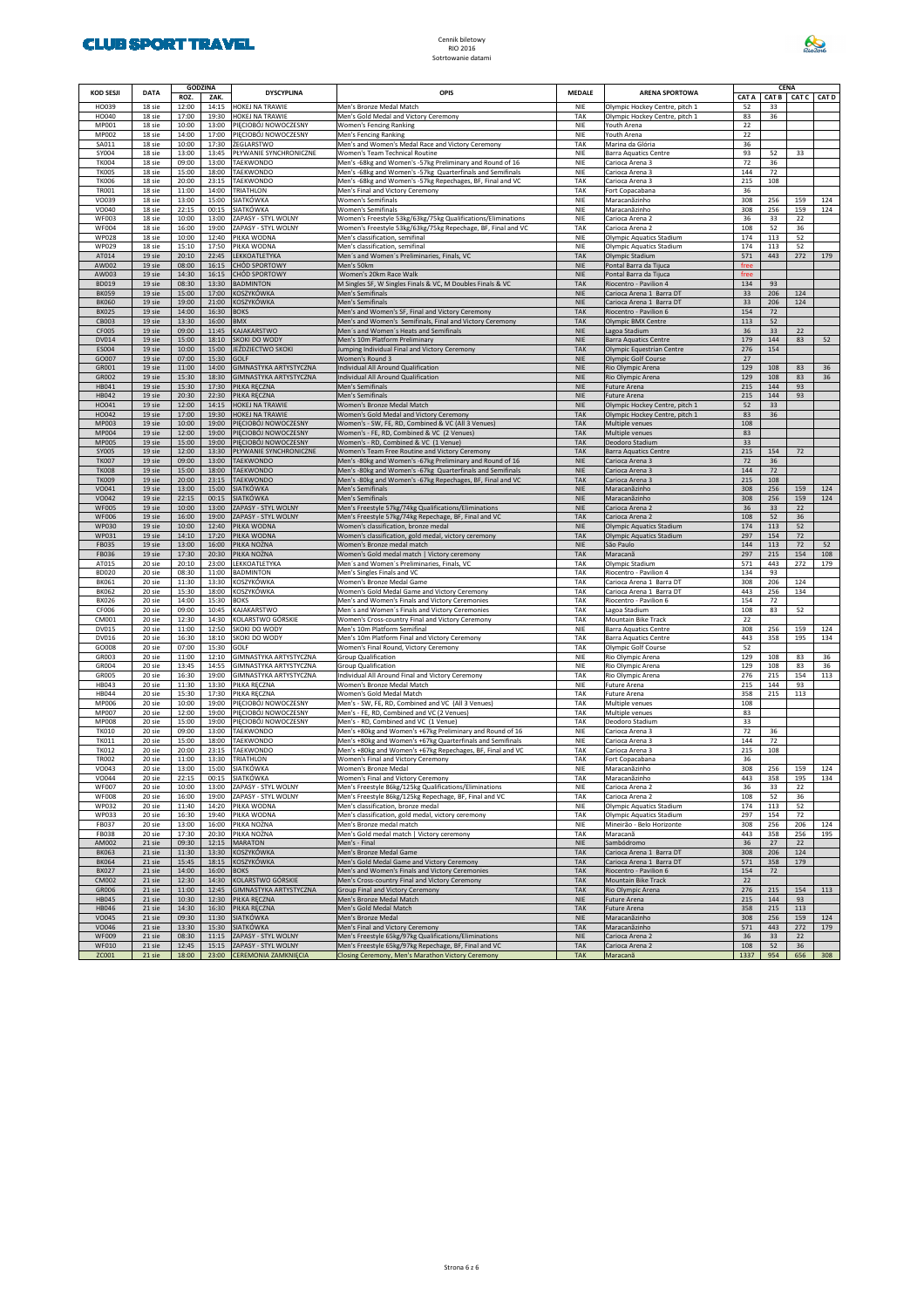CLUB SPORT TRAVEL

Cennik biletowy
RIO 2016
Sortrowanie datami

| KOD SESJI | DATA | GODZINA | | DYSCYPLINA | OPIS | MEDALE | ARENA SPORTOWA | CENA | | | |
|---|---|---|---|---|---|---|---|---|---|---|---|
| | | ROZ. | ZAK. | | | | | CAT A | CAT B | CAT C | CAT D |
| HO039 | 18 sie | 12:00 | 14:15 | HOKEJ NA TRAWIE | Men's Bronze Medal Match | NIE | Olympic Hockey Centre, pitch 1 | 52 | 33 | | |
| HO040 | 18 sie | 17:00 | 19:30 | HOKEJ NA TRAWIE | Men's Gold Medal and Victory Ceremony | TAK | Olympic Hockey Centre, pitch 1 | 83 | 36 | | |
| MP001 | 18 sie | 10:00 | 13:00 | PIĘCIOBÓJ NOWOCZESNY | Women's Fencing Ranking | NIE | Youth Arena | 22 | | | |
| MP002 | 18 sie | 14:00 | 17:00 | PIĘCIOBÓJ NOWOCZESNY | Men's Fencing Ranking | NIE | Youth Arena | 22 | | | |
| SA011 | 18 sie | 10:00 | 17:30 | ŻEGLARSTWO | Men's and Women's Medal Race and Victory Ceremony | TAK | Marina da Glória | 36 | | | |
| SY004 | 18 sie | 13:00 | 13:45 | PŁYWANIE SYNCHRONICZNE | Women's Team Technical Routine | NIE | Barra Aquatics Centre | 93 | 52 | 33 | |
| TK004 | 18 sie | 09:00 | 13:00 | TAEKWONDO | Men's -68kg and Women's -57kg Preliminary and Round of 16 | NIE | Carioca Arena 3 | 72 | 36 | | |
| TK005 | 18 sie | 15:00 | 18:00 | TAEKWONDO | Men's -68kg and Women's -57kg Quarterfinals and Semifinals | NIE | Carioca Arena 3 | 144 | 72 | | |
| TK006 | 18 sie | 20:00 | 23:15 | TAEKWONDO | Men's -68kg and Women's -57kg Repechages, BF, Final and VC | TAK | Carioca Arena 3 | 215 | 108 | | |
| TR001 | 18 sie | 11:00 | 14:00 | TRIATHLON | Men's Final and Victory Ceremony | TAK | Fort Copacabana | 36 | | | |
| VO039 | 18 sie | 13:00 | 15:00 | SIATKÓWKA | Women's Semifinals | NIE | Maracanãzinho | 308 | 256 | 159 | 124 |
| VO040 | 18 sie | 22:15 | 00:15 | SIATKÓWKA | Women's Semifinals | NIE | Maracanãzinho | 308 | 256 | 159 | 124 |
| WF003 | 18 sie | 10:00 | 13:00 | ZAPASY - STYL WOLNY | Women's Freestyle 53kg/63kg/75kg Qualifications/Eliminations | NIE | Carioca Arena 2 | 36 | 33 | 22 | |
| WF004 | 18 sie | 16:00 | 19:00 | ZAPASY - STYL WOLNY | Women's Freestyle 53kg/63kg/75kg Repechage, BF, Final and VC | TAK | Carioca Arena 2 | 108 | 52 | 36 | |
| WP028 | 18 sie | 10:00 | 12:40 | PIŁKA WODNA | Men's classification, semifinal | NIE | Olympic Aquatics Stadium | 174 | 113 | 52 | |
| WP029 | 18 sie | 15:10 | 17:50 | PIŁKA WODNA | Men's classification, semifinal | NIE | Olympic Aquatics Stadium | 174 | 113 | 52 | |
| AT014 | 19 sie | 20:10 | 22:45 | LEKKOATLETYKA | Men's and Women's Preliminaries, Finals, VC | TAK | Olympic Stadium | 571 | 443 | 272 | 179 |
| AW002 | 19 sie | 08:00 | 16:15 | CHÓD SPORTOWY | Men's 50km | NIE | Pontal Barra da Tijuca | free | | | |
| AW003 | 19 sie | 14:30 | 16:15 | CHÓD SPORTOWY | Women's 20km Race Walk | NIE | Pontal Barra da Tijuca | free | | | |
| BD019 | 19 sie | 08:30 | 13:30 | BADMINTON | M Singles SF, W Singles Finals & VC, M Doubles Finals & VC | TAK | Riocentro - Pavilion 4 | 134 | 93 | | |
| BK059 | 19 sie | 15:00 | 17:00 | KOSZYKÓWKA | Men's Semifinals | NIE | Carioca Arena 1 Barra DT | 33 | 206 | 124 | |
| BK060 | 19 sie | 19:00 | 21:00 | KOSZYKÓWKA | Men's Semifinals | NIE | Carioca Arena 1 Barra DT | 33 | 206 | 124 | |
| BX025 | 19 sie | 14:00 | 16:30 | BOKS | Men's and Women's SF, Final and Victory Ceremony | TAK | Riocentro - Pavilion 6 | 154 | 72 | | |
| CB003 | 19 sie | 13:30 | 16:00 | BMX | Men's and Women's Semifinals, Final and Victory Ceremony | TAK | Olympic BMX Centre | 113 | 52 | | |
| CF005 | 19 sie | 09:00 | 11:45 | KAJAKARSTWO | Men's and Women's Heats and Semifinals | NIE | Lagoa Stadium | 36 | 33 | 22 | |
| DV014 | 19 sie | 15:00 | 18:10 | SKOKI DO WODY | Men's 10m Platform Preliminary | NIE | Barra Aquatics Centre | 179 | 144 | 83 | 52 |
| ES004 | 19 sie | 10:00 | 15:00 | JEŹDZIECTWO SKOKI | Jumping Individual Final and Victory Ceremony | TAK | Olympic Equestrian Centre | 276 | 154 | | |
| GO007 | 19 sie | 07:00 | 15:30 | GOLF | Women's Round 3 | NIE | Olympic Golf Course | 27 | | | |
| GR001 | 19 sie | 11:00 | 14:00 | GIMNASTYKA ARTYSTYCZNA | Individual All Around Qualification | NIE | Rio Olympic Arena | 129 | 108 | 83 | 36 |
| GR002 | 19 sie | 15:30 | 18:30 | GIMNASTYKA ARTYSTYCZNA | Individual All Around Qualification | NIE | Rio Olympic Arena | 129 | 108 | 83 | 36 |
| HB041 | 19 sie | 15:30 | 17:30 | PIŁKA RĘCZNA | Men's Semifinals | NIE | Future Arena | 215 | 144 | 93 | |
| HB042 | 19 sie | 20:30 | 22:30 | PIŁKA RĘCZNA | Men's Semifinals | NIE | Future Arena | 215 | 144 | 93 | |
| HO041 | 19 sie | 12:00 | 14:15 | HOKEJ NA TRAWIE | Women's Bronze Medal Match | NIE | Olympic Hockey Centre, pitch 1 | 52 | 33 | | |
| HO042 | 19 sie | 17:00 | 19:30 | HOKEJ NA TRAWIE | Women's Gold Medal and Victory Ceremony | TAK | Olympic Hockey Centre, pitch 1 | 83 | 36 | | |
| MP003 | 19 sie | 10:00 | 19:00 | PIĘCIOBÓJ NOWOCZESNY | Women's - SW, FE, RD, Combined & VC (All 3 Venues) | TAK | Multiple venues | 108 | | | |
| MP004 | 19 sie | 12:00 | 19:00 | PIĘCIOBÓJ NOWOCZESNY | Women's - FE, RD, Combined & VC (2 Venues) | TAK | Multiple venues | 83 | | | |
| MP005 | 19 sie | 15:00 | 19:00 | PIĘCIOBÓJ NOWOCZESNY | Women's - RD, Combined & VC (1 Venue) | TAK | Deodoro Stadium | 33 | | | |
| SY005 | 19 sie | 12:00 | 13:30 | PŁYWANIE SYNCHRONICZNE | Women's Team Free Routine and Victory Ceremony | TAK | Barra Aquatics Centre | 215 | 154 | 72 | |
| TK007 | 19 sie | 09:00 | 13:00 | TAEKWONDO | Men's -80kg and Women's -67kg Preliminary and Round of 16 | NIE | Carioca Arena 3 | 72 | 36 | | |
| TK008 | 19 sie | 15:00 | 18:00 | TAEKWONDO | Men's -80kg and Women's -67kg Quarterfinals and Semifinals | NIE | Carioca Arena 3 | 144 | 72 | | |
| TK009 | 19 sie | 20:00 | 23:15 | TAEKWONDO | Men's -80kg and Women's -67kg Repechages, BF, Final and VC | TAK | Carioca Arena 3 | 215 | 108 | | |
| VO041 | 19 sie | 13:00 | 15:00 | SIATKÓWKA | Men's Semifinals | NIE | Maracanãzinho | 308 | 256 | 159 | 124 |
| VO042 | 19 sie | 22:15 | 00:15 | SIATKÓWKA | Men's Semifinals | NIE | Maracanãzinho | 308 | 256 | 159 | 124 |
| WF005 | 19 sie | 10:00 | 13:00 | ZAPASY - STYL WOLNY | Men's Freestyle 57kg/74kg Qualifications/Eliminations | NIE | Carioca Arena 2 | 36 | 33 | 22 | |
| WF006 | 19 sie | 16:00 | 19:00 | ZAPASY - STYL WOLNY | Men's Freestyle 57kg/74kg Repechage, BF, Final and VC | TAK | Carioca Arena 2 | 108 | 52 | 36 | |
| WP030 | 19 sie | 10:00 | 12:40 | PIŁKA WODNA | Women's classification, bronze medal | NIE | Olympic Aquatics Stadium | 174 | 113 | 52 | |
| WP031 | 19 sie | 14:10 | 17:20 | PIŁKA WODNA | Women's classification, gold medal, victory ceremony | TAK | Olympic Aquatics Stadium | 297 | 154 | 72 | |
| FB035 | 19 sie | 13:00 | 16:00 | PIŁKA NOŻNA | Women's Bronze medal match | NIE | São Paulo | 144 | 113 | 72 | 52 |
| FB036 | 19 sie | 17:30 | 20:30 | PIŁKA NOŻNA | Women's Gold medal match \| Victory ceremony | TAK | Maracanã | 297 | 215 | 154 | 108 |
| AT015 | 20 sie | 20:10 | 23:00 | LEKKOATLETYKA | Men's and Women's Preliminaries, Finals, VC | TAK | Olympic Stadium | 571 | 443 | 272 | 179 |
| BD020 | 20 sie | 08:30 | 11:00 | BADMINTON | Men's Singles Finals and VC | TAK | Riocentro - Pavilion 4 | 134 | 93 | | |
| BK061 | 20 sie | 11:30 | 13:30 | KOSZYKÓWKA | Women's Bronze Medal Game | TAK | Carioca Arena 1 Barra DT | 308 | 206 | 124 | |
| BK062 | 20 sie | 15:30 | 18:00 | KOSZYKÓWKA | Women's Gold Medal Game and Victory Ceremony | TAK | Carioca Arena 1 Barra DT | 443 | 256 | 134 | |
| BX026 | 20 sie | 14:00 | 15:30 | BOKS | Men's and Women's Finals and Victory Ceremonies | TAK | Riocentro - Pavilion 6 | 154 | 72 | | |
| CF006 | 20 sie | 09:00 | 10:45 | KAJAKARSTWO | Men's and Women's Finals and Victory Ceremonies | TAK | Lagoa Stadium | 108 | 83 | 52 | |
| CM001 | 20 sie | 12:30 | 14:30 | KOLARSTWO GÓRSKIE | Women's Cross-country Final and Victory Ceremony | TAK | Mountain Bike Track | 22 | | | |
| DV015 | 20 sie | 11:00 | 12:50 | SKOKI DO WODY | Men's 10m Platform Semifinal | NIE | Barra Aquatics Centre | 308 | 256 | 159 | 124 |
| DV016 | 20 sie | 16:30 | 18:10 | SKOKI DO WODY | Men's 10m Platform Final and Victory Ceremony | TAK | Barra Aquatics Centre | 443 | 358 | 195 | 134 |
| GO008 | 20 sie | 07:00 | 15:30 | GOLF | Women's Final Round, Victory Ceremony | TAK | Olympic Golf Course | 52 | | | |
| GR003 | 20 sie | 11:00 | 12:10 | GIMNASTYKA ARTYSTYCZNA | Group Qualification | NIE | Rio Olympic Arena | 129 | 108 | 83 | 36 |
| GR004 | 20 sie | 13:45 | 14:55 | GIMNASTYKA ARTYSTYCZNA | Group Qualification | NIE | Rio Olympic Arena | 129 | 108 | 83 | 36 |
| GR005 | 20 sie | 16:30 | 19:00 | GIMNASTYKA ARTYSTYCZNA | Individual All Around Final and Victory Ceremony | TAK | Rio Olympic Arena | 276 | 215 | 154 | 113 |
| HB043 | 20 sie | 11:30 | 13:30 | PIŁKA RĘCZNA | Women's Bronze Medal Match | NIE | Future Arena | 215 | 144 | 93 | |
| HB044 | 20 sie | 15:30 | 17:30 | PIŁKA RĘCZNA | Women's Gold Medal Match | TAK | Future Arena | 358 | 215 | 113 | |
| MP006 | 20 sie | 10:00 | 19:00 | PIĘCIOBÓJ NOWOCZESNY | Men's - SW, FE, RD, Combined and VC (All 3 Venues) | TAK | Multiple venues | 108 | | | |
| MP007 | 20 sie | 12:00 | 19:00 | PIĘCIOBÓJ NOWOCZESNY | Men's - FE, RD, Combined and VC (2 Venues) | TAK | Multiple venues | 83 | | | |
| MP008 | 20 sie | 15:00 | 19:00 | PIĘCIOBÓJ NOWOCZESNY | Men's - RD, Combined and VC (1 Venue) | TAK | Deodoro Stadium | 33 | | | |
| TK010 | 20 sie | 09:00 | 13:00 | TAEKWONDO | Men's +80kg and Women's +67kg Preliminary and Round of 16 | NIE | Carioca Arena 3 | 72 | 36 | | |
| TK011 | 20 sie | 15:00 | 18:00 | TAEKWONDO | Men's +80kg and Women's +67kg Quarterfinals and Semifinals | NIE | Carioca Arena 3 | 144 | 72 | | |
| TK012 | 20 sie | 20:00 | 23:15 | TAEKWONDO | Men's +80kg and Women's +67kg Repechages, BF, Final and VC | TAK | Carioca Arena 3 | 215 | 108 | | |
| TR002 | 20 sie | 11:00 | 13:30 | TRIATHLON | Women's Final and Victory Ceremony | TAK | Fort Copacabana | 36 | | | |
| VO043 | 20 sie | 13:00 | 15:00 | SIATKÓWKA | Women's Bronze Medal | NIE | Maracanãzinho | 308 | 256 | 159 | 124 |
| VO044 | 20 sie | 22:15 | 00:15 | SIATKÓWKA | Women's Final and Victory Ceremony | TAK | Maracanãzinho | 443 | 358 | 195 | 134 |
| WF007 | 20 sie | 10:00 | 13:00 | ZAPASY - STYL WOLNY | Men's Freestyle 86kg/125kg Qualifications/Eliminations | NIE | Carioca Arena 2 | 36 | 33 | 22 | |
| WF008 | 20 sie | 16:00 | 19:00 | ZAPASY - STYL WOLNY | Men's Freestyle 86kg/125kg Repechage, BF, Final and VC | TAK | Carioca Arena 2 | 108 | 52 | 36 | |
| WP032 | 20 sie | 11:40 | 14:20 | PIŁKA WODNA | Men's classification, bronze medal | NIE | Olympic Aquatics Stadium | 174 | 113 | 52 | |
| WP033 | 20 sie | 16:30 | 19:40 | PIŁKA WODNA | Men's classification, gold medal, victory ceremony | TAK | Olympic Aquatics Stadium | 297 | 154 | 72 | |
| FB037 | 20 sie | 13:00 | 16:00 | PIŁKA NOŻNA | Men's Bronze medal match | NIE | Mineirão - Belo Horizonte | 308 | 256 | 206 | 124 |
| FB038 | 20 sie | 17:30 | 20:30 | PIŁKA NOŻNA | Men's Gold medal match \| Victory ceremony | TAK | Maracanã | 443 | 358 | 256 | 195 |
| AM002 | 21 sie | 09:30 | 12:15 | MARATON | Men's - Final | NIE | Sambódromo | 36 | 27 | 22 | |
| BK063 | 21 sie | 11:30 | 13:30 | KOSZYKÓWKA | Men's Bronze Medal Game | TAK | Carioca Arena 1 Barra DT | 308 | 206 | 124 | |
| BK064 | 21 sie | 15:45 | 18:15 | KOSZYKÓWKA | Men's Gold Medal Game and Victory Ceremony | TAK | Carioca Arena 1 Barra DT | 571 | 358 | 179 | |
| BX027 | 21 sie | 14:00 | 16:00 | BOKS | Men's and Women's Finals and Victory Ceremonies | TAK | Riocentro - Pavilion 6 | 154 | 72 | | |
| CM002 | 21 sie | 12:30 | 14:30 | KOLARSTWO GÓRSKIE | Men's Cross-country Final and Victory Ceremony | TAK | Mountain Bike Track | 22 | | | |
| GR006 | 21 sie | 11:00 | 12:45 | GIMNASTYKA ARTYSTYCZNA | Group Final and Victory Ceremony | TAK | Rio Olympic Arena | 276 | 215 | 154 | 113 |
| HB045 | 21 sie | 10:30 | 12:30 | PIŁKA RĘCZNA | Men's Bronze Medal Match | NIE | Future Arena | 215 | 144 | 93 | |
| HB046 | 21 sie | 14:30 | 16:30 | PIŁKA RĘCZNA | Men's Gold Medal Match | TAK | Future Arena | 358 | 215 | 113 | |
| VO045 | 21 sie | 09:30 | 11:30 | SIATKÓWKA | Men's Bronze Medal | NIE | Maracanãzinho | 308 | 256 | 159 | 124 |
| VO046 | 21 sie | 13:30 | 15:30 | SIATKÓWKA | Men's Final and Victory Ceremony | TAK | Maracanãzinho | 571 | 443 | 272 | 179 |
| WF009 | 21 sie | 08:30 | 11:15 | ZAPASY - STYL WOLNY | Men's Freestyle 65kg/97kg Qualifications/Eliminations | NIE | Carioca Arena 2 | 36 | 33 | 22 | |
| WF010 | 21 sie | 12:45 | 15:15 | ZAPASY - STYL WOLNY | Men's Freestyle 65kg/97kg Repechage, BF, Final and VC | TAK | Carioca Arena 2 | 108 | 52 | 36 | |
| ZC001 | 21 sie | 18:00 | 23:00 | CEREMONIA ZAMKNIĘCIA | Closing Ceremony, Men's Marathon Victory Ceremony | TAK | Maracanã | 1337 | 954 | 656 | 308 |